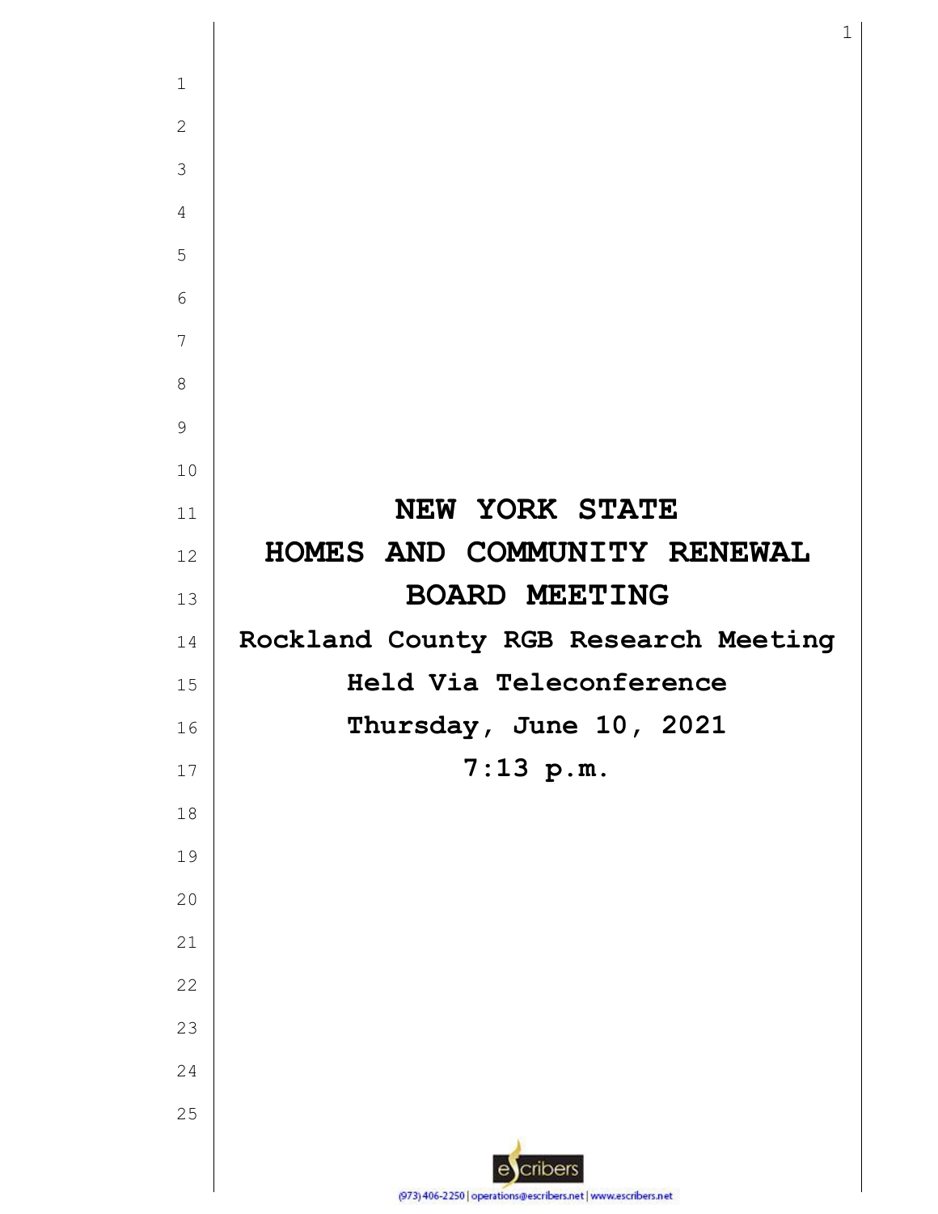# NEW YORK STATE
# HOMES AND COMMUNITY RENEWAL
# BOARD MEETING

**Rockland County RGB Research Meeting**

**Held Via Teleconference**

**Thursday, June 10, 2021**

**7:13 p.m.**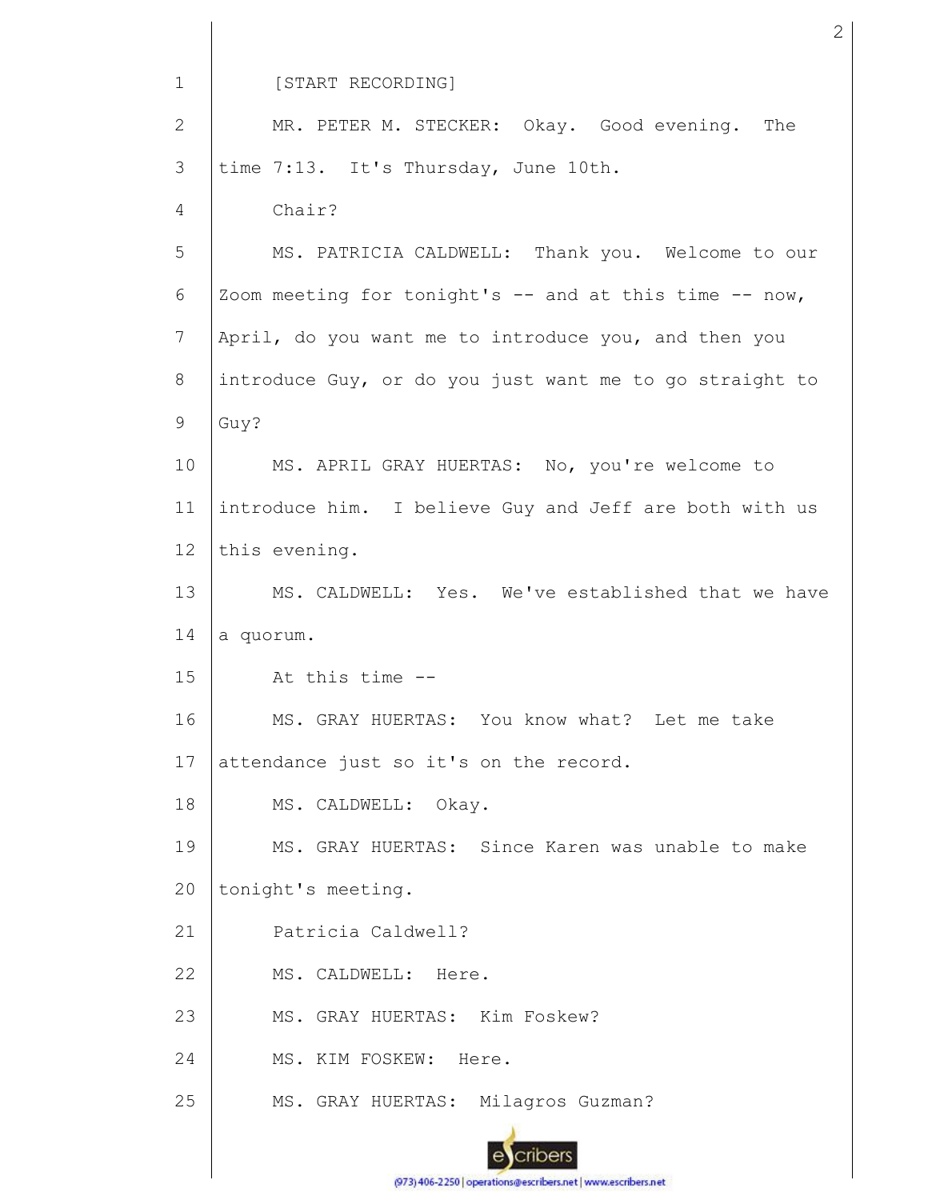[START RECORDING]

MR. PETER M. STECKER: Okay. Good evening. The time 7:13. It's Thursday, June 10th.

Chair?

MS. PATRICIA CALDWELL: Thank you. Welcome to our Zoom meeting for tonight's -- and at this time -- now, April, do you want me to introduce you, and then you introduce Guy, or do you just want me to go straight to Guy?

MS. APRIL GRAY HUERTAS: No, you're welcome to introduce him. I believe Guy and Jeff are both with us this evening.

MS. CALDWELL: Yes. We've established that we have a quorum.

At this time --

MS. GRAY HUERTAS: You know what? Let me take attendance just so it's on the record.

MS. CALDWELL: Okay.

MS. GRAY HUERTAS: Since Karen was unable to make tonight's meeting.

Patricia Caldwell?

MS. CALDWELL: Here.

MS. GRAY HUERTAS: Kim Foskew?

MS. KIM FOSKEW: Here.

MS. GRAY HUERTAS: Milagros Guzman?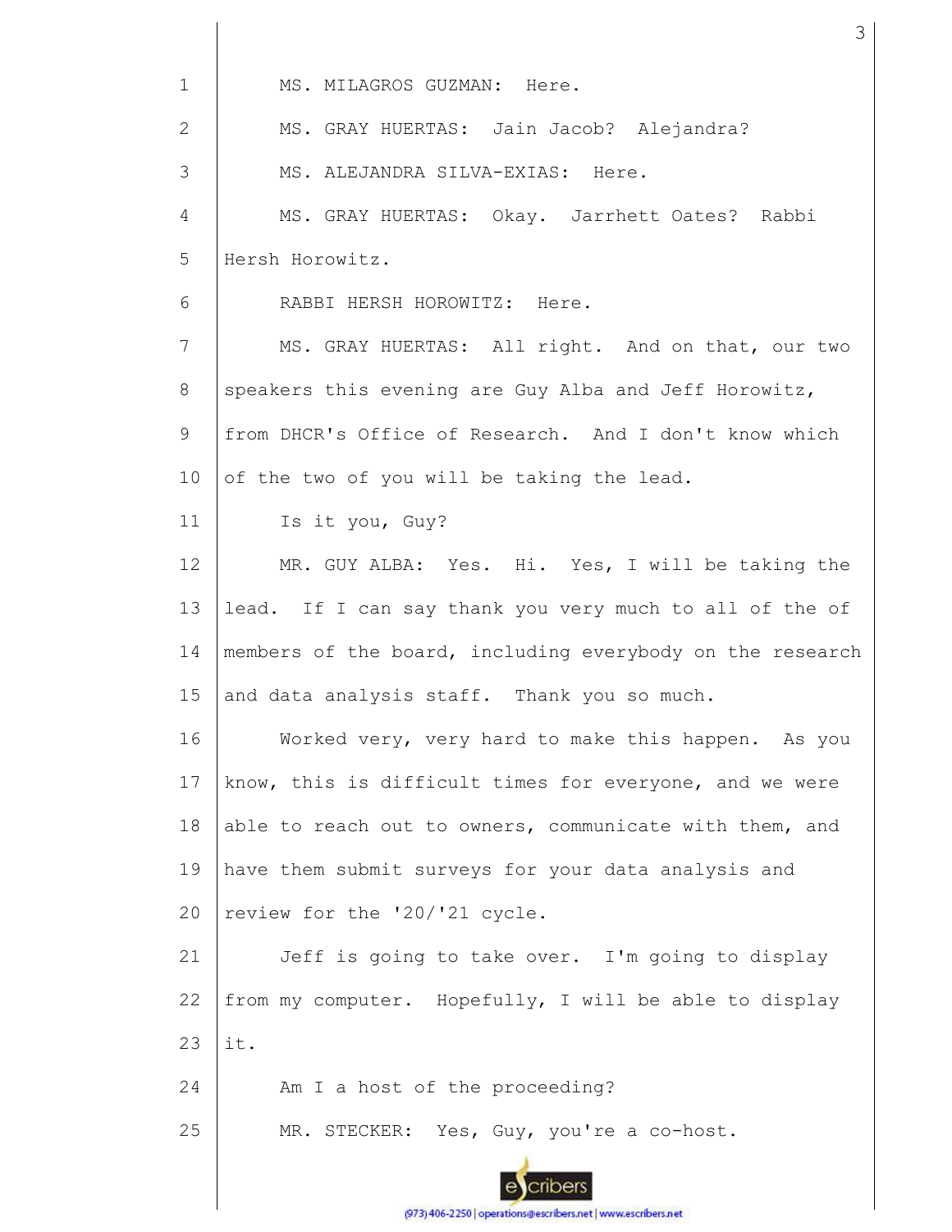MS. MILAGROS GUZMAN: Here.

MS. GRAY HUERTAS: Jain Jacob? Alejandra?

MS. ALEJANDRA SILVA-EXIAS: Here.

MS. GRAY HUERTAS: Okay. Jarrhett Oates? Rabbi Hersh Horowitz.

RABBI HERSH HOROWITZ: Here.

MS. GRAY HUERTAS: All right. And on that, our two speakers this evening are Guy Alba and Jeff Horowitz, from DHCR's Office of Research. And I don't know which of the two of you will be taking the lead.

Is it you, Guy?

MR. GUY ALBA: Yes. Hi. Yes, I will be taking the lead. If I can say thank you very much to all of the of members of the board, including everybody on the research and data analysis staff. Thank you so much.

Worked very, very hard to make this happen. As you know, this is difficult times for everyone, and we were able to reach out to owners, communicate with them, and have them submit surveys for your data analysis and review for the '20/'21 cycle.

Jeff is going to take over. I'm going to display from my computer. Hopefully, I will be able to display it.

Am I a host of the proceeding?

MR. STECKER: Yes, Guy, you're a co-host.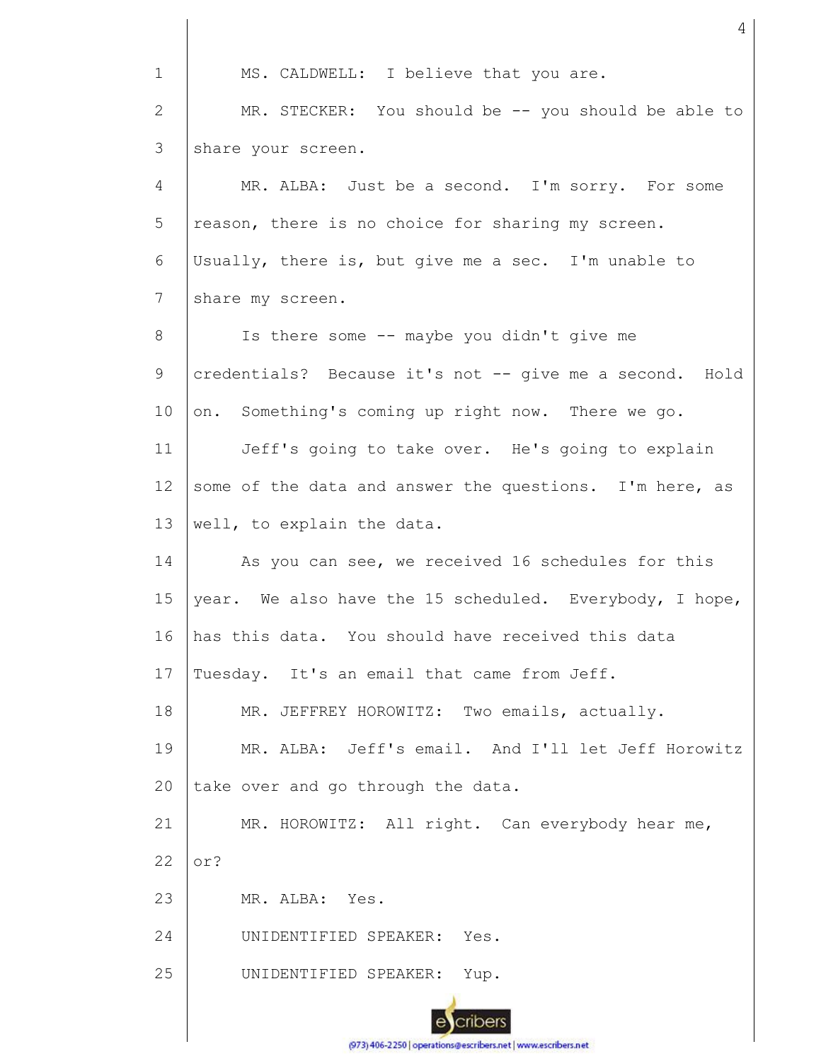MS. CALDWELL: I believe that you are.

MR. STECKER: You should be -- you should be able to share your screen.

MR. ALBA: Just be a second. I'm sorry. For some reason, there is no choice for sharing my screen. Usually, there is, but give me a sec. I'm unable to share my screen.

Is there some -- maybe you didn't give me credentials? Because it's not -- give me a second. Hold on. Something's coming up right now. There we go.

Jeff's going to take over. He's going to explain some of the data and answer the questions. I'm here, as well, to explain the data.

As you can see, we received 16 schedules for this year. We also have the 15 scheduled. Everybody, I hope, has this data. You should have received this data Tuesday. It's an email that came from Jeff.

MR. JEFFREY HOROWITZ: Two emails, actually.

MR. ALBA: Jeff's email. And I'll let Jeff Horowitz take over and go through the data.

MR. HOROWITZ: All right. Can everybody hear me, or?

MR. ALBA: Yes.

UNIDENTIFIED SPEAKER: Yes.

UNIDENTIFIED SPEAKER: Yup.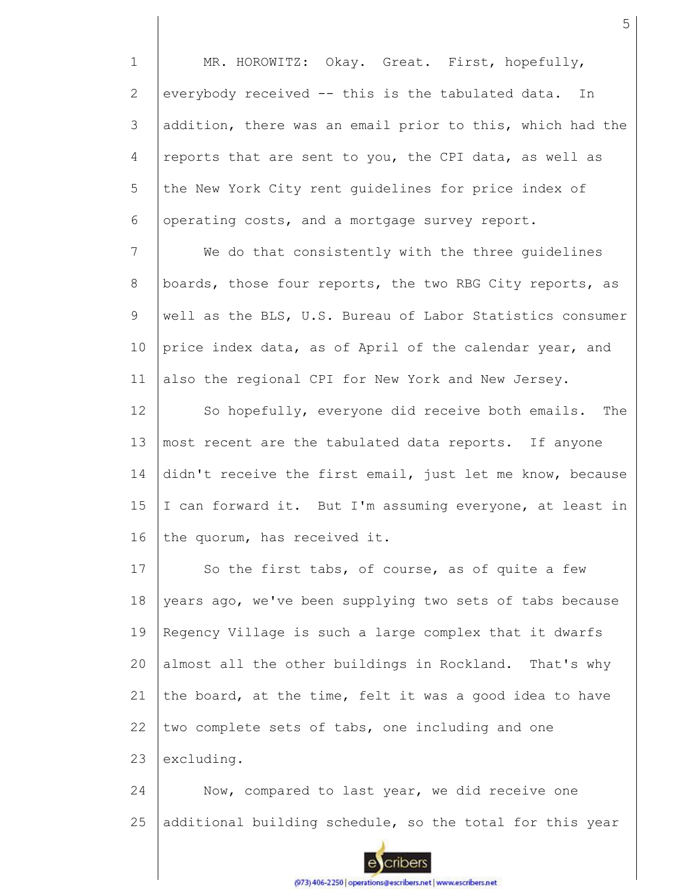MR. HOROWITZ: Okay. Great. First, hopefully, everybody received -- this is the tabulated data. In addition, there was an email prior to this, which had the reports that are sent to you, the CPI data, as well as the New York City rent guidelines for price index of operating costs, and a mortgage survey report.

We do that consistently with the three guidelines boards, those four reports, the two RBG City reports, as well as the BLS, U.S. Bureau of Labor Statistics consumer price index data, as of April of the calendar year, and also the regional CPI for New York and New Jersey.

So hopefully, everyone did receive both emails. The most recent are the tabulated data reports. If anyone didn't receive the first email, just let me know, because I can forward it. But I'm assuming everyone, at least in the quorum, has received it.

So the first tabs, of course, as of quite a few years ago, we've been supplying two sets of tabs because Regency Village is such a large complex that it dwarfs almost all the other buildings in Rockland. That's why the board, at the time, felt it was a good idea to have two complete sets of tabs, one including and one excluding.

Now, compared to last year, we did receive one additional building schedule, so the total for this year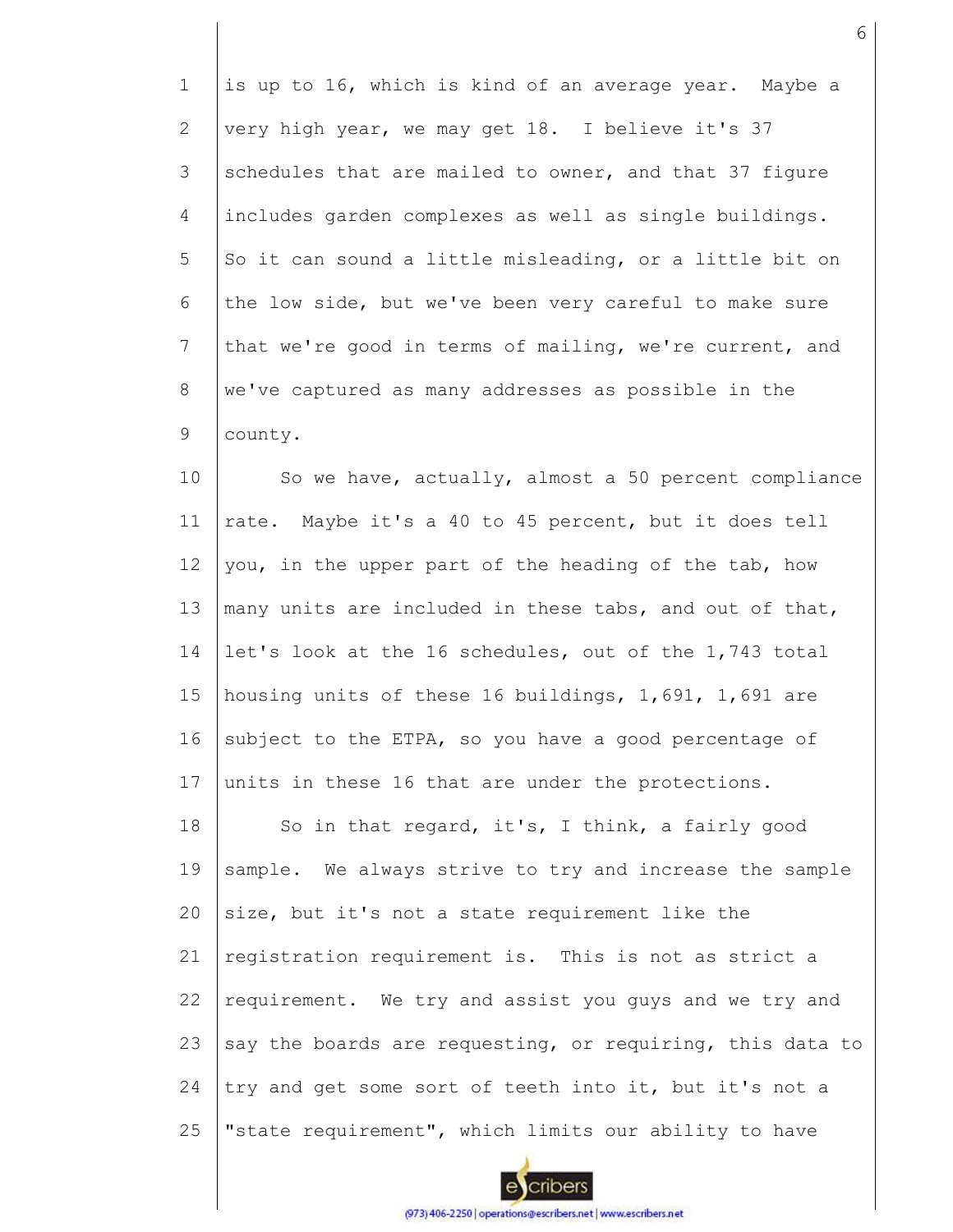is up to 16, which is kind of an average year. Maybe a very high year, we may get 18. I believe it's 37 schedules that are mailed to owner, and that 37 figure includes garden complexes as well as single buildings. So it can sound a little misleading, or a little bit on the low side, but we've been very careful to make sure that we're good in terms of mailing, we're current, and we've captured as many addresses as possible in the county.

So we have, actually, almost a 50 percent compliance rate. Maybe it's a 40 to 45 percent, but it does tell you, in the upper part of the heading of the tab, how many units are included in these tabs, and out of that, let's look at the 16 schedules, out of the 1,743 total housing units of these 16 buildings, 1,691, 1,691 are subject to the ETPA, so you have a good percentage of units in these 16 that are under the protections.

So in that regard, it's, I think, a fairly good sample. We always strive to try and increase the sample size, but it's not a state requirement like the registration requirement is. This is not as strict a requirement. We try and assist you guys and we try and say the boards are requesting, or requiring, this data to try and get some sort of teeth into it, but it's not a "state requirement", which limits our ability to have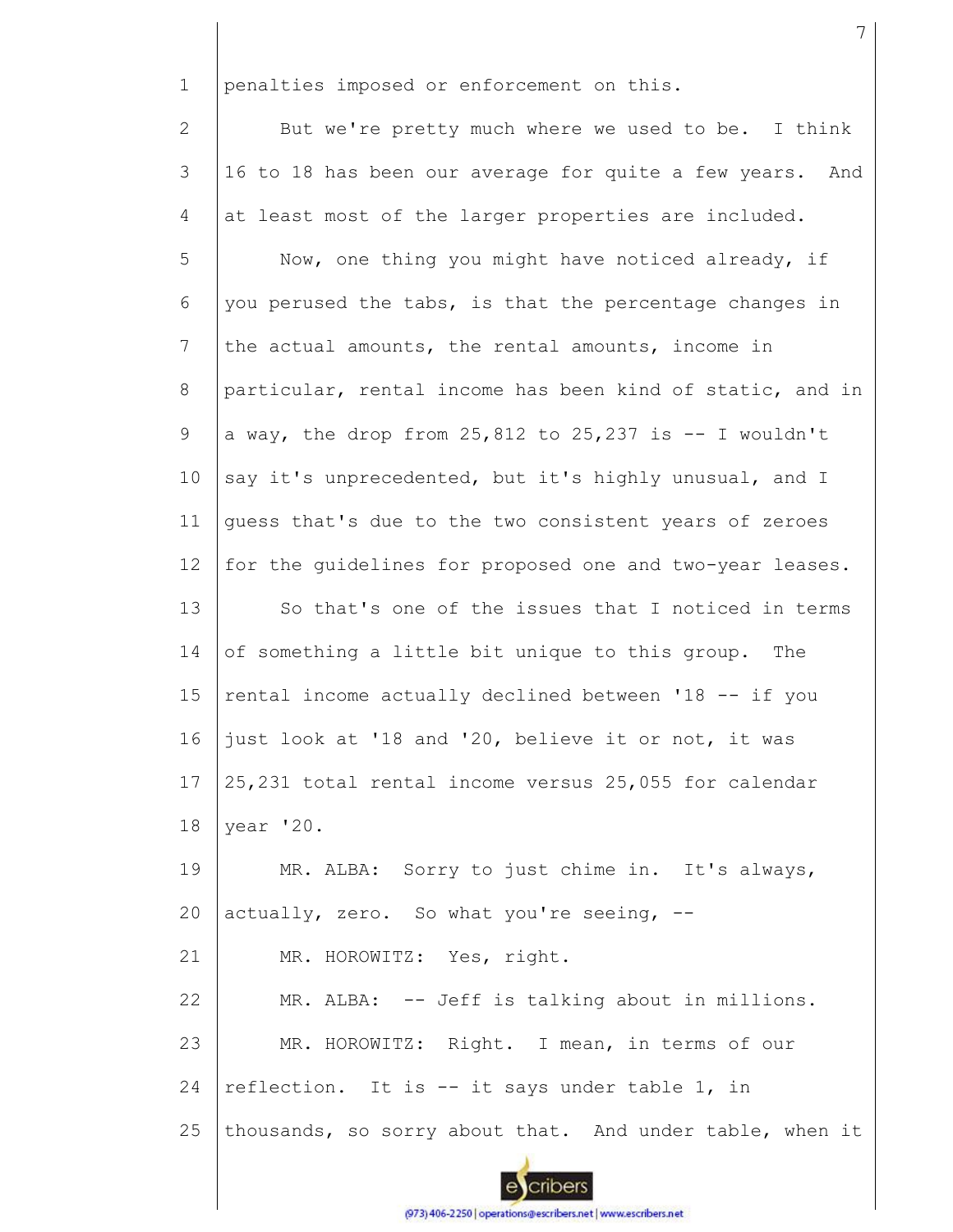penalties imposed or enforcement on this.

But we're pretty much where we used to be. I think 16 to 18 has been our average for quite a few years. And at least most of the larger properties are included.

Now, one thing you might have noticed already, if you perused the tabs, is that the percentage changes in the actual amounts, the rental amounts, income in particular, rental income has been kind of static, and in a way, the drop from 25,812 to 25,237 is -- I wouldn't say it's unprecedented, but it's highly unusual, and I guess that's due to the two consistent years of zeroes for the guidelines for proposed one and two-year leases.

So that's one of the issues that I noticed in terms of something a little bit unique to this group. The rental income actually declined between '18 -- if you just look at '18 and '20, believe it or not, it was 25,231 total rental income versus 25,055 for calendar year '20.

MR. ALBA: Sorry to just chime in. It's always, actually, zero. So what you're seeing, --

MR. HOROWITZ: Yes, right.

MR. ALBA: -- Jeff is talking about in millions.

MR. HOROWITZ: Right. I mean, in terms of our reflection. It is -- it says under table 1, in thousands, so sorry about that. And under table, when it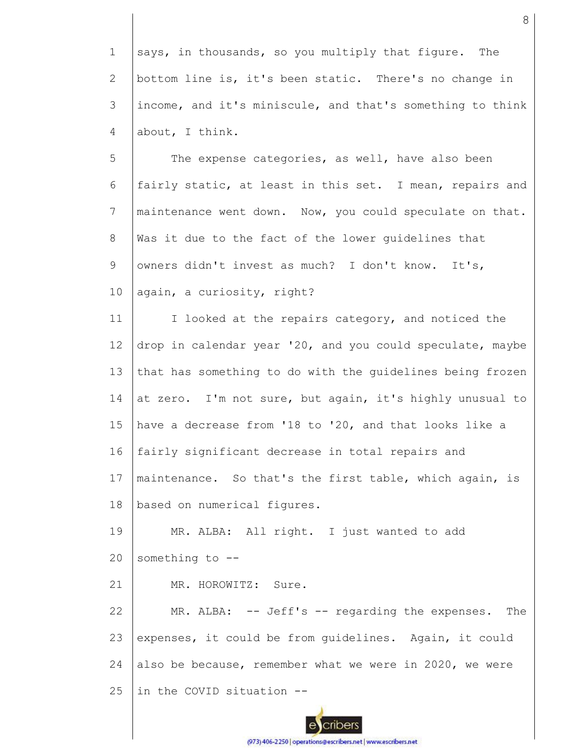says, in thousands, so you multiply that figure. The bottom line is, it's been static. There's no change in income, and it's miniscule, and that's something to think about, I think.

The expense categories, as well, have also been fairly static, at least in this set. I mean, repairs and maintenance went down. Now, you could speculate on that. Was it due to the fact of the lower guidelines that owners didn't invest as much? I don't know. It's, again, a curiosity, right?

I looked at the repairs category, and noticed the drop in calendar year '20, and you could speculate, maybe that has something to do with the guidelines being frozen at zero. I'm not sure, but again, it's highly unusual to have a decrease from '18 to '20, and that looks like a fairly significant decrease in total repairs and maintenance. So that's the first table, which again, is based on numerical figures.

MR. ALBA: All right. I just wanted to add something to --

MR. HOROWITZ: Sure.

MR. ALBA: -- Jeff's -- regarding the expenses. The expenses, it could be from guidelines. Again, it could also be because, remember what we were in 2020, we were in the COVID situation --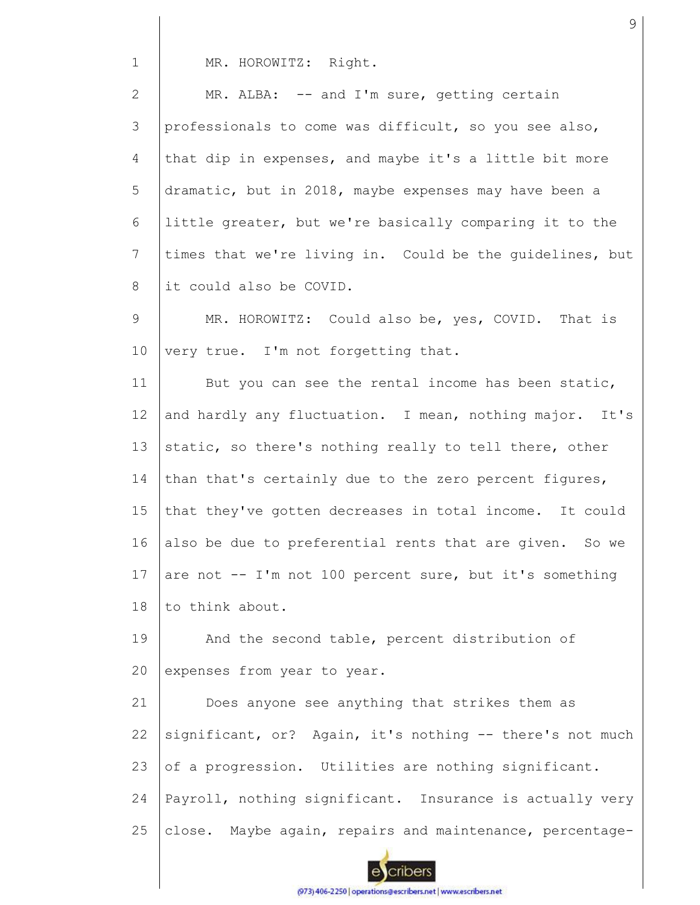MR. HOROWITZ: Right.

MR. ALBA: -- and I'm sure, getting certain professionals to come was difficult, so you see also, that dip in expenses, and maybe it's a little bit more dramatic, but in 2018, maybe expenses may have been a little greater, but we're basically comparing it to the times that we're living in. Could be the guidelines, but it could also be COVID.

MR. HOROWITZ: Could also be, yes, COVID. That is very true. I'm not forgetting that.

But you can see the rental income has been static, and hardly any fluctuation. I mean, nothing major. It's static, so there's nothing really to tell there, other than that's certainly due to the zero percent figures, that they've gotten decreases in total income. It could also be due to preferential rents that are given. So we are not -- I'm not 100 percent sure, but it's something to think about.

And the second table, percent distribution of expenses from year to year.

Does anyone see anything that strikes them as significant, or? Again, it's nothing -- there's not much of a progression. Utilities are nothing significant. Payroll, nothing significant. Insurance is actually very close. Maybe again, repairs and maintenance, percentage-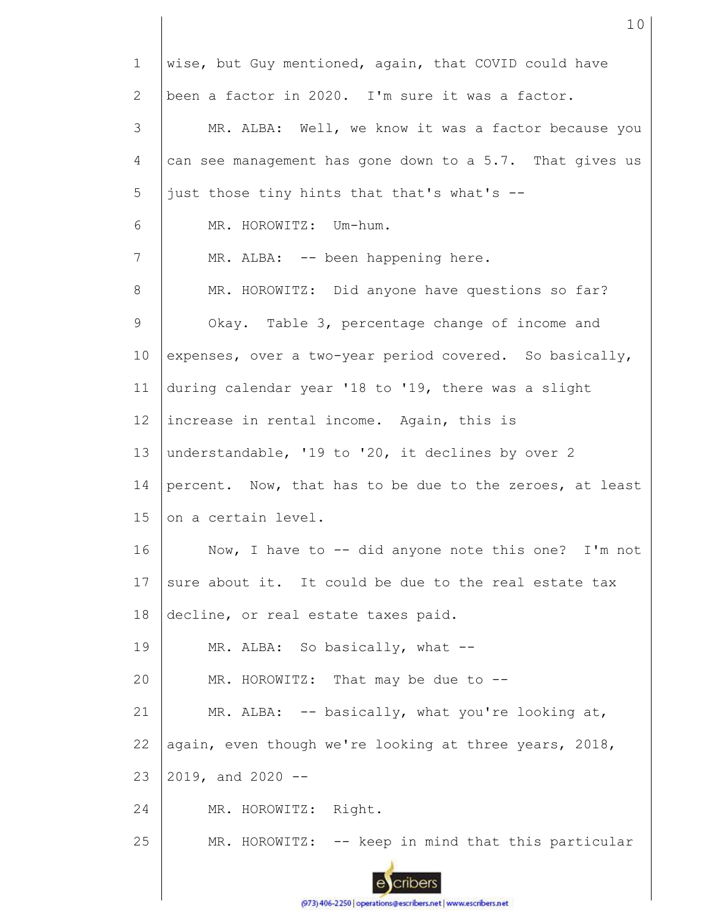1 wise, but Guy mentioned, again, that COVID could have
2 been a factor in 2020. I'm sure it was a factor.
3 MR. ALBA: Well, we know it was a factor because you
4 can see management has gone down to a 5.7. That gives us
5 just those tiny hints that that's what's --
6 MR. HOROWITZ: Um-hum.
7 MR. ALBA: -- been happening here.
8 MR. HOROWITZ: Did anyone have questions so far?
9 Okay. Table 3, percentage change of income and
10 expenses, over a two-year period covered. So basically,
11 during calendar year '18 to '19, there was a slight
12 increase in rental income. Again, this is
13 understandable, '19 to '20, it declines by over 2
14 percent. Now, that has to be due to the zeroes, at least
15 on a certain level.
16 Now, I have to -- did anyone note this one? I'm not
17 sure about it. It could be due to the real estate tax
18 decline, or real estate taxes paid.
19 MR. ALBA: So basically, what --
20 MR. HOROWITZ: That may be due to --
21 MR. ALBA: -- basically, what you're looking at,
22 again, even though we're looking at three years, 2018,
23 2019, and 2020 --
24 MR. HOROWITZ: Right.
25 MR. HOROWITZ: -- keep in mind that this particular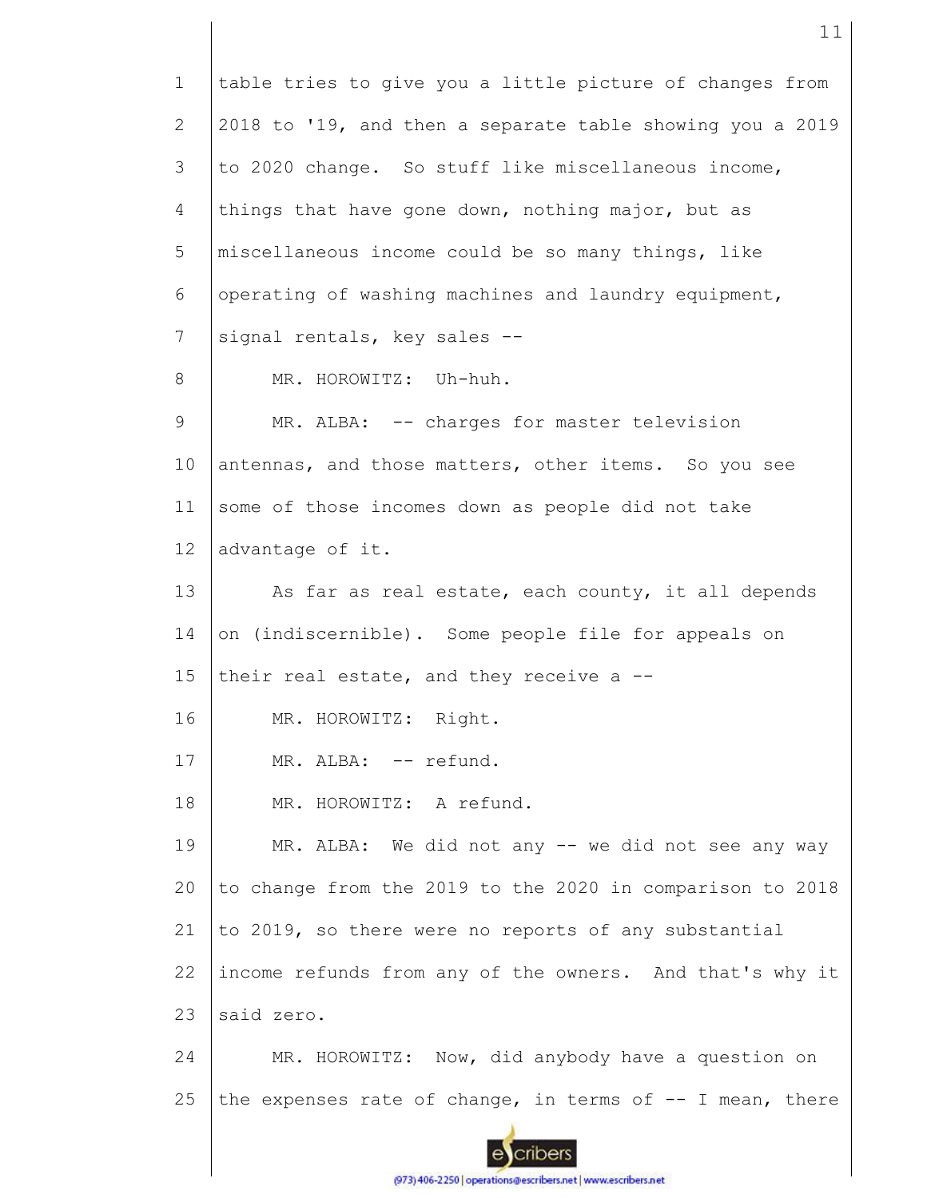1 table tries to give you a little picture of changes from
2 2018 to '19, and then a separate table showing you a 2019
3 to 2020 change. So stuff like miscellaneous income,
4 things that have gone down, nothing major, but as
5 miscellaneous income could be so many things, like
6 operating of washing machines and laundry equipment,
7 signal rentals, key sales --
8 MR. HOROWITZ: Uh-huh.
9 MR. ALBA: -- charges for master television
10 antennas, and those matters, other items. So you see
11 some of those incomes down as people did not take
12 advantage of it.
13 As far as real estate, each county, it all depends
14 on (indiscernible). Some people file for appeals on
15 their real estate, and they receive a --
16 MR. HOROWITZ: Right.
17 MR. ALBA: -- refund.
18 MR. HOROWITZ: A refund.
19 MR. ALBA: We did not any -- we did not see any way
20 to change from the 2019 to the 2020 in comparison to 2018
21 to 2019, so there were no reports of any substantial
22 income refunds from any of the owners. And that's why it
23 said zero.
24 MR. HOROWITZ: Now, did anybody have a question on
25 the expenses rate of change, in terms of -- I mean, there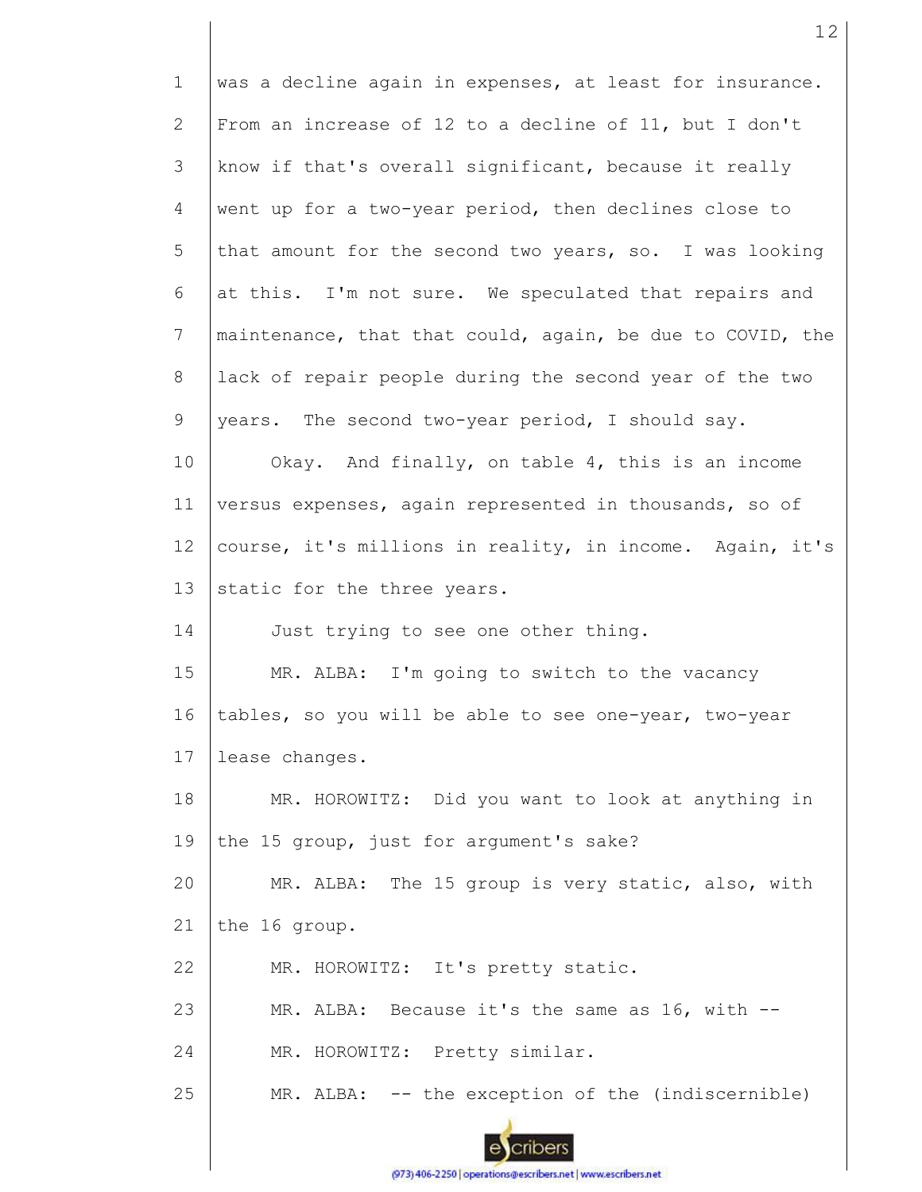was a decline again in expenses, at least for insurance. From an increase of 12 to a decline of 11, but I don't know if that's overall significant, because it really went up for a two-year period, then declines close to that amount for the second two years, so. I was looking at this. I'm not sure. We speculated that repairs and maintenance, that that could, again, be due to COVID, the lack of repair people during the second year of the two years. The second two-year period, I should say.

Okay. And finally, on table 4, this is an income versus expenses, again represented in thousands, so of course, it's millions in reality, in income. Again, it's static for the three years.

Just trying to see one other thing.

MR. ALBA: I'm going to switch to the vacancy tables, so you will be able to see one-year, two-year lease changes.

MR. HOROWITZ: Did you want to look at anything in the 15 group, just for argument's sake?

MR. ALBA: The 15 group is very static, also, with the 16 group.

MR. HOROWITZ: It's pretty static.

MR. ALBA: Because it's the same as 16, with --

MR. HOROWITZ: Pretty similar.

MR. ALBA: -- the exception of the (indiscernible)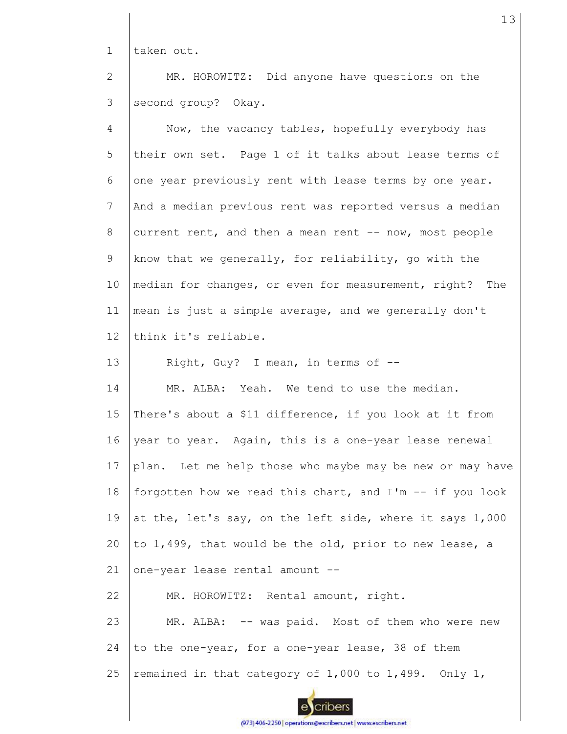taken out.

MR. HOROWITZ: Did anyone have questions on the second group? Okay.

Now, the vacancy tables, hopefully everybody has their own set. Page 1 of it talks about lease terms of one year previously rent with lease terms by one year. And a median previous rent was reported versus a median current rent, and then a mean rent -- now, most people know that we generally, for reliability, go with the median for changes, or even for measurement, right? The mean is just a simple average, and we generally don't think it's reliable.

Right, Guy? I mean, in terms of --

MR. ALBA: Yeah. We tend to use the median. There's about a $11 difference, if you look at it from year to year. Again, this is a one-year lease renewal plan. Let me help those who maybe may be new or may have forgotten how we read this chart, and I'm -- if you look at the, let's say, on the left side, where it says 1,000 to 1,499, that would be the old, prior to new lease, a one-year lease rental amount --

MR. HOROWITZ: Rental amount, right.

MR. ALBA: -- was paid. Most of them who were new to the one-year, for a one-year lease, 38 of them remained in that category of 1,000 to 1,499. Only 1,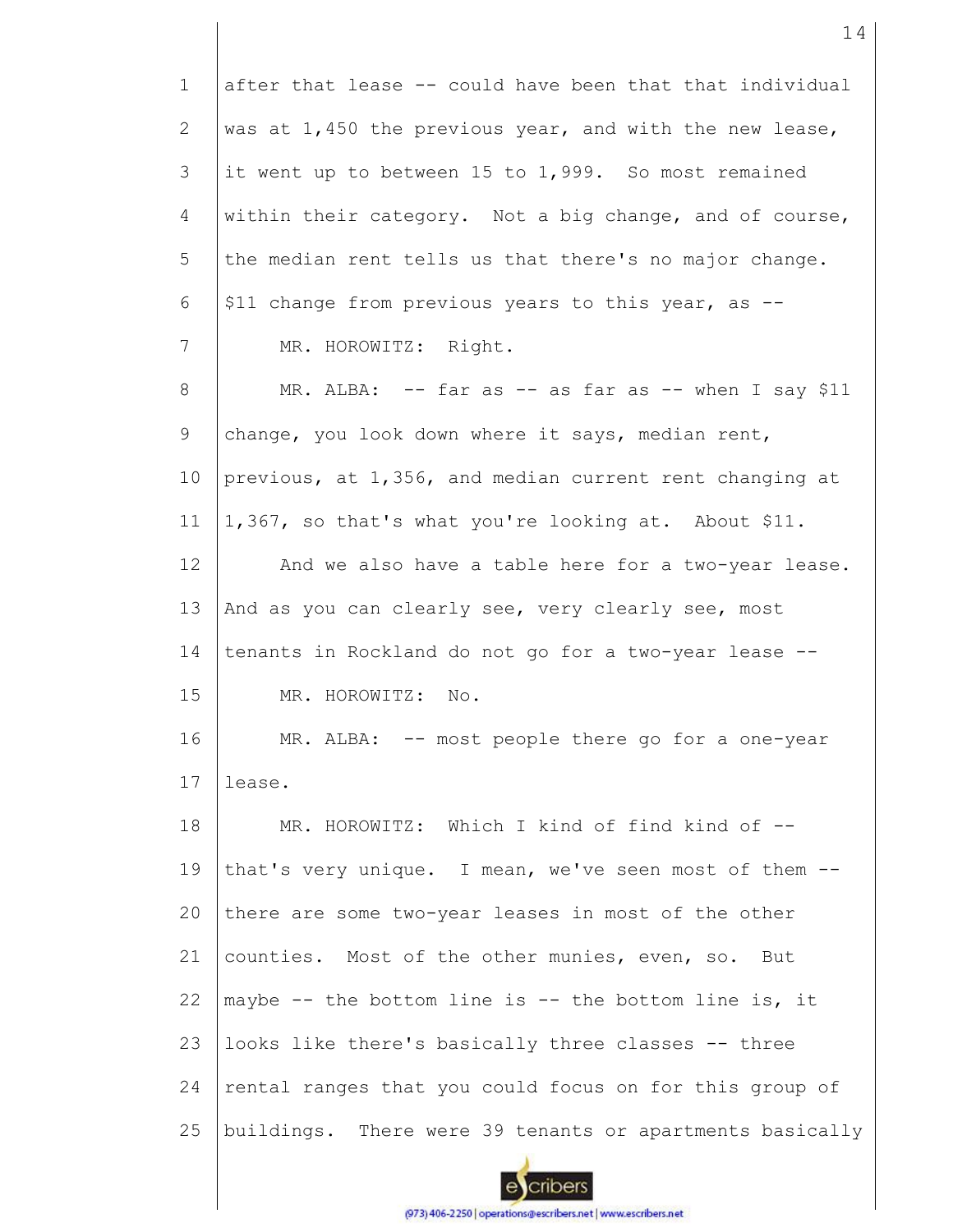after that lease -- could have been that that individual was at 1,450 the previous year, and with the new lease, it went up to between 15 to 1,999. So most remained within their category. Not a big change, and of course, the median rent tells us that there's no major change. $11 change from previous years to this year, as --

MR. HOROWITZ: Right.

MR. ALBA: -- far as -- as far as -- when I say $11 change, you look down where it says, median rent, previous, at 1,356, and median current rent changing at 1,367, so that's what you're looking at. About $11.

And we also have a table here for a two-year lease. And as you can clearly see, very clearly see, most tenants in Rockland do not go for a two-year lease --

MR. HOROWITZ: No.

MR. ALBA: -- most people there go for a one-year lease.

MR. HOROWITZ: Which I kind of find kind of -- that's very unique. I mean, we've seen most of them -- there are some two-year leases in most of the other counties. Most of the other munies, even, so. But maybe -- the bottom line is -- the bottom line is, it looks like there's basically three classes -- three rental ranges that you could focus on for this group of buildings. There were 39 tenants or apartments basically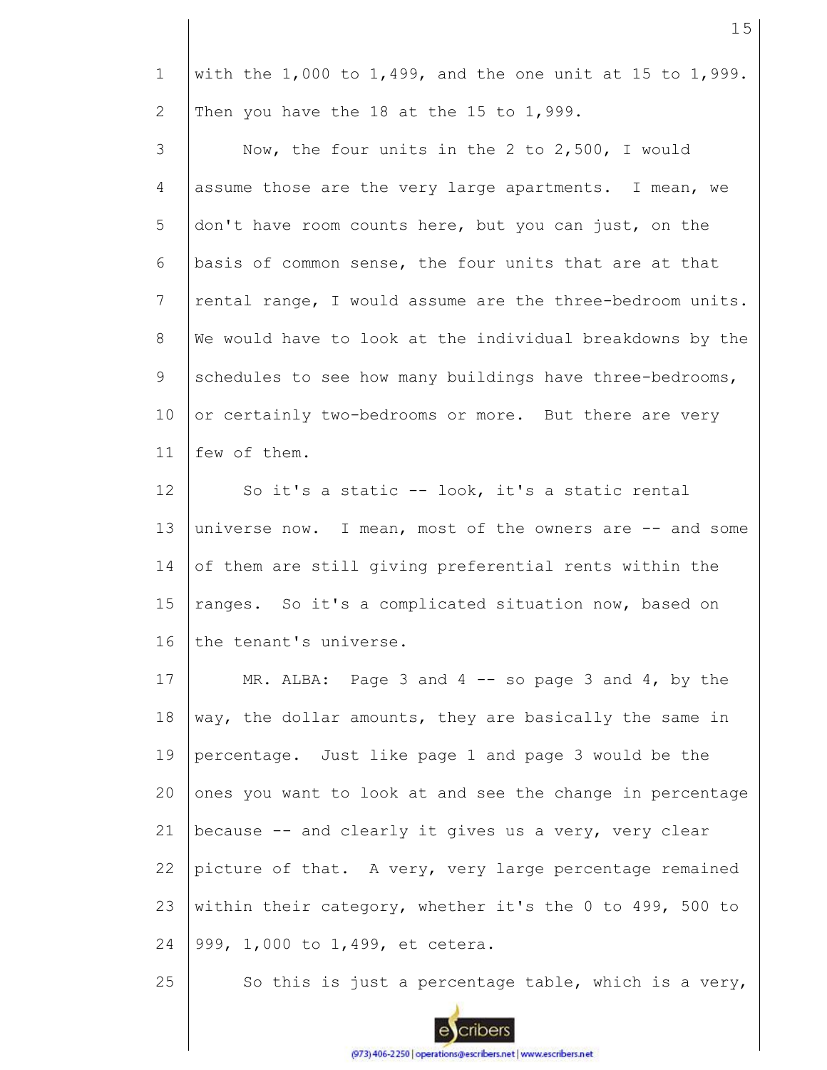with the 1,000 to 1,499, and the one unit at 15 to 1,999. Then you have the 18 at the 15 to 1,999.

Now, the four units in the 2 to 2,500, I would assume those are the very large apartments. I mean, we don't have room counts here, but you can just, on the basis of common sense, the four units that are at that rental range, I would assume are the three-bedroom units. We would have to look at the individual breakdowns by the schedules to see how many buildings have three-bedrooms, or certainly two-bedrooms or more. But there are very few of them.

So it's a static -- look, it's a static rental universe now. I mean, most of the owners are -- and some of them are still giving preferential rents within the ranges. So it's a complicated situation now, based on the tenant's universe.

MR. ALBA: Page 3 and 4 -- so page 3 and 4, by the way, the dollar amounts, they are basically the same in percentage. Just like page 1 and page 3 would be the ones you want to look at and see the change in percentage because -- and clearly it gives us a very, very clear picture of that. A very, very large percentage remained within their category, whether it's the 0 to 499, 500 to 999, 1,000 to 1,499, et cetera.

So this is just a percentage table, which is a very,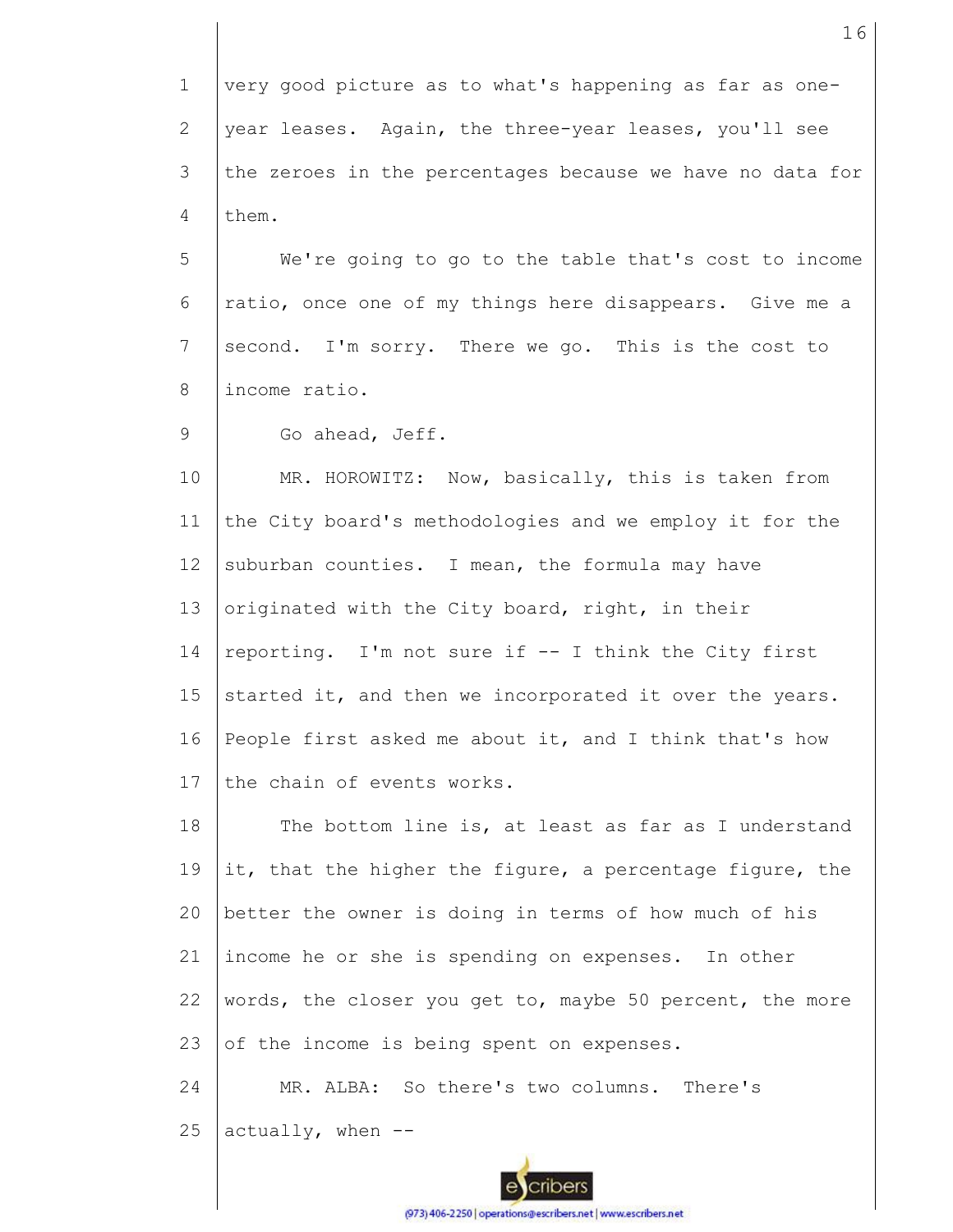very good picture as to what's happening as far as one-year leases. Again, the three-year leases, you'll see the zeroes in the percentages because we have no data for them.

We're going to go to the table that's cost to income ratio, once one of my things here disappears. Give me a second. I'm sorry. There we go. This is the cost to income ratio.

Go ahead, Jeff.

MR. HOROWITZ: Now, basically, this is taken from the City board's methodologies and we employ it for the suburban counties. I mean, the formula may have originated with the City board, right, in their reporting. I'm not sure if -- I think the City first started it, and then we incorporated it over the years. People first asked me about it, and I think that's how the chain of events works.

The bottom line is, at least as far as I understand it, that the higher the figure, a percentage figure, the better the owner is doing in terms of how much of his income he or she is spending on expenses. In other words, the closer you get to, maybe 50 percent, the more of the income is being spent on expenses.

MR. ALBA: So there's two columns. There's actually, when --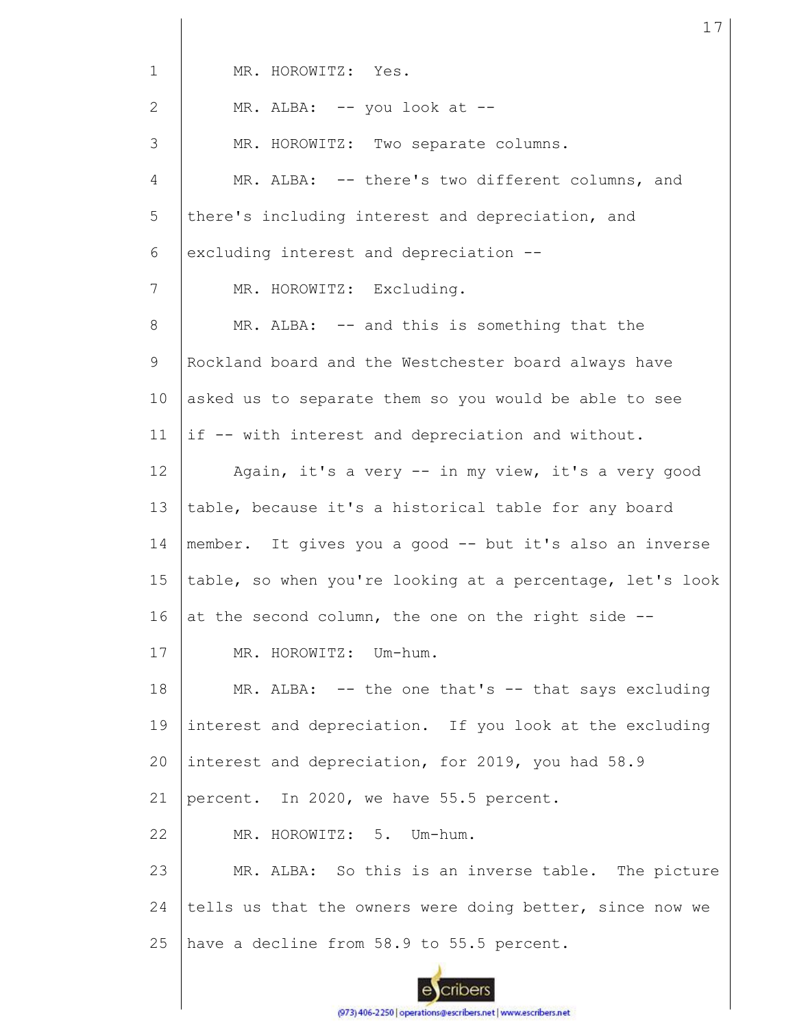MR. HOROWITZ: Yes.

MR. ALBA: -- you look at --

MR. HOROWITZ: Two separate columns.

MR. ALBA: -- there's two different columns, and there's including interest and depreciation, and excluding interest and depreciation --

MR. HOROWITZ: Excluding.

MR. ALBA: -- and this is something that the Rockland board and the Westchester board always have asked us to separate them so you would be able to see if -- with interest and depreciation and without.

Again, it's a very -- in my view, it's a very good table, because it's a historical table for any board member. It gives you a good -- but it's also an inverse table, so when you're looking at a percentage, let's look at the second column, the one on the right side --

MR. HOROWITZ: Um-hum.

MR. ALBA: -- the one that's -- that says excluding interest and depreciation. If you look at the excluding interest and depreciation, for 2019, you had 58.9 percent. In 2020, we have 55.5 percent.

MR. HOROWITZ: 5. Um-hum.

MR. ALBA: So this is an inverse table. The picture tells us that the owners were doing better, since now we have a decline from 58.9 to 55.5 percent.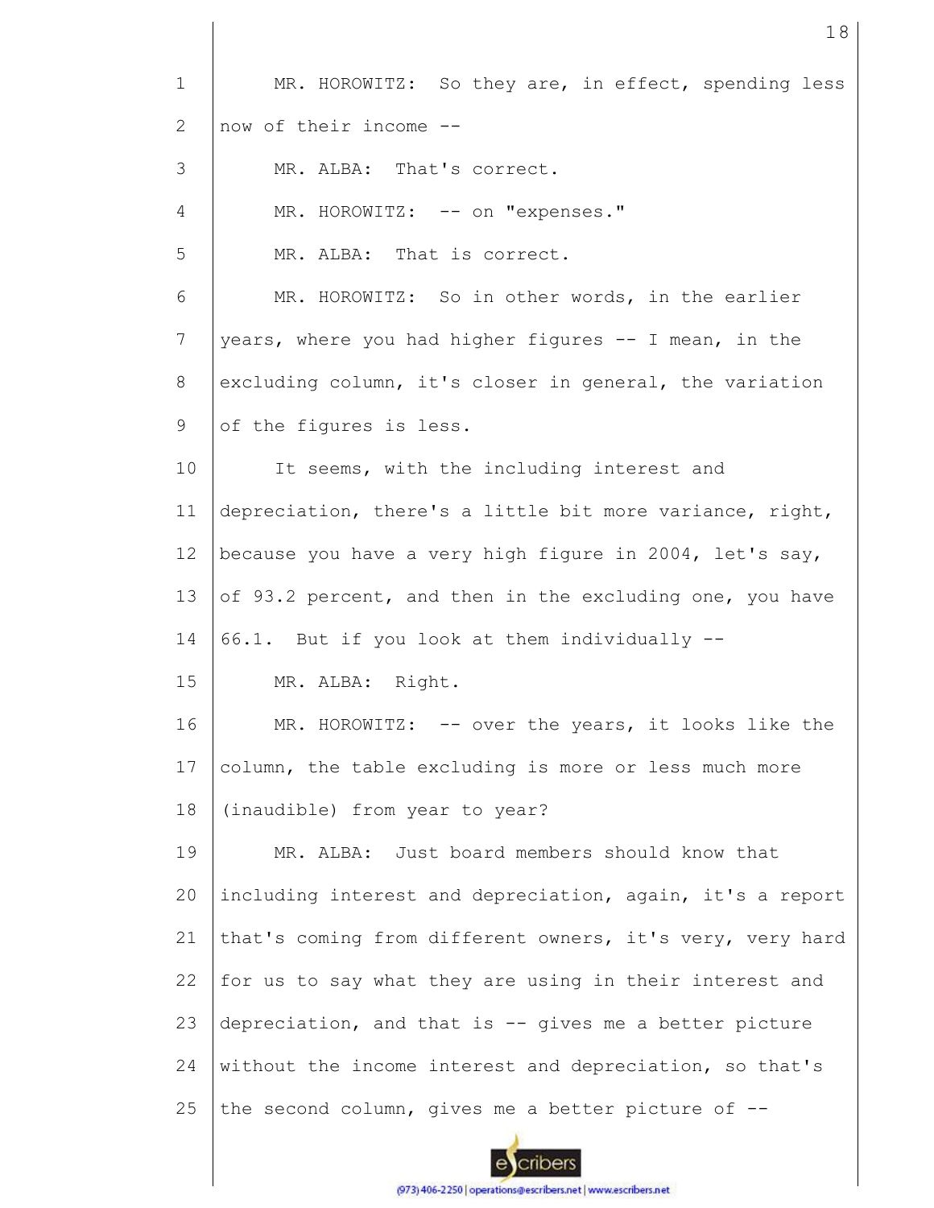MR. HOROWITZ: So they are, in effect, spending less now of their income --

MR. ALBA: That's correct.

MR. HOROWITZ: -- on "expenses."

MR. ALBA: That is correct.

MR. HOROWITZ: So in other words, in the earlier years, where you had higher figures -- I mean, in the excluding column, it's closer in general, the variation of the figures is less.

It seems, with the including interest and depreciation, there's a little bit more variance, right, because you have a very high figure in 2004, let's say, of 93.2 percent, and then in the excluding one, you have 66.1. But if you look at them individually --

MR. ALBA: Right.

MR. HOROWITZ: -- over the years, it looks like the column, the table excluding is more or less much more (inaudible) from year to year?

MR. ALBA: Just board members should know that including interest and depreciation, again, it's a report that's coming from different owners, it's very, very hard for us to say what they are using in their interest and depreciation, and that is -- gives me a better picture without the income interest and depreciation, so that's the second column, gives me a better picture of --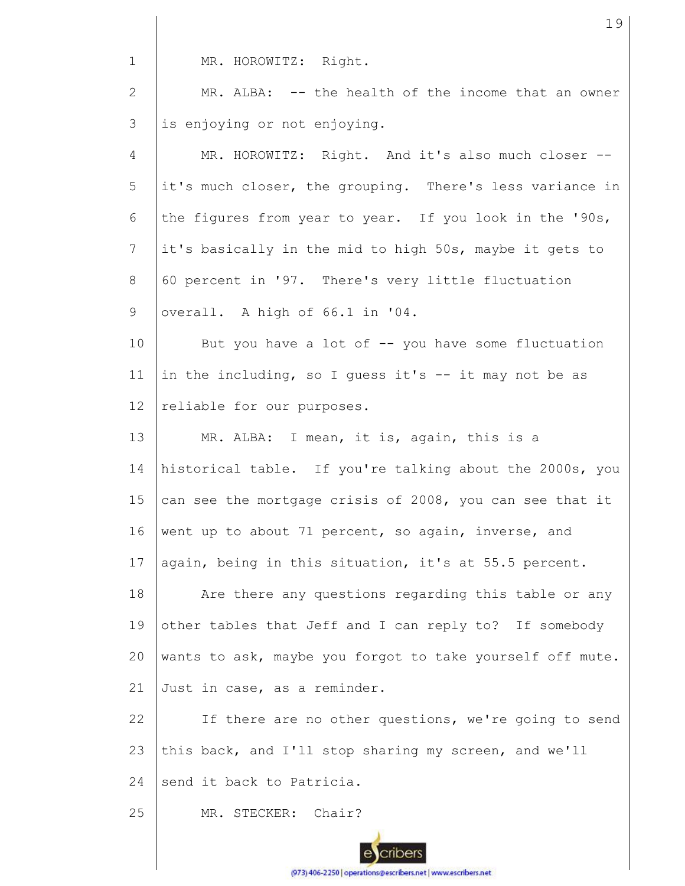MR. HOROWITZ: Right.

MR. ALBA: -- the health of the income that an owner is enjoying or not enjoying.

MR. HOROWITZ: Right. And it's also much closer -- it's much closer, the grouping. There's less variance in the figures from year to year. If you look in the '90s, it's basically in the mid to high 50s, maybe it gets to 60 percent in '97. There's very little fluctuation overall. A high of 66.1 in '04.

But you have a lot of -- you have some fluctuation in the including, so I guess it's -- it may not be as reliable for our purposes.

MR. ALBA: I mean, it is, again, this is a historical table. If you're talking about the 2000s, you can see the mortgage crisis of 2008, you can see that it went up to about 71 percent, so again, inverse, and again, being in this situation, it's at 55.5 percent.

Are there any questions regarding this table or any other tables that Jeff and I can reply to? If somebody wants to ask, maybe you forgot to take yourself off mute. Just in case, as a reminder.

If there are no other questions, we're going to send this back, and I'll stop sharing my screen, and we'll send it back to Patricia.

MR. STECKER: Chair?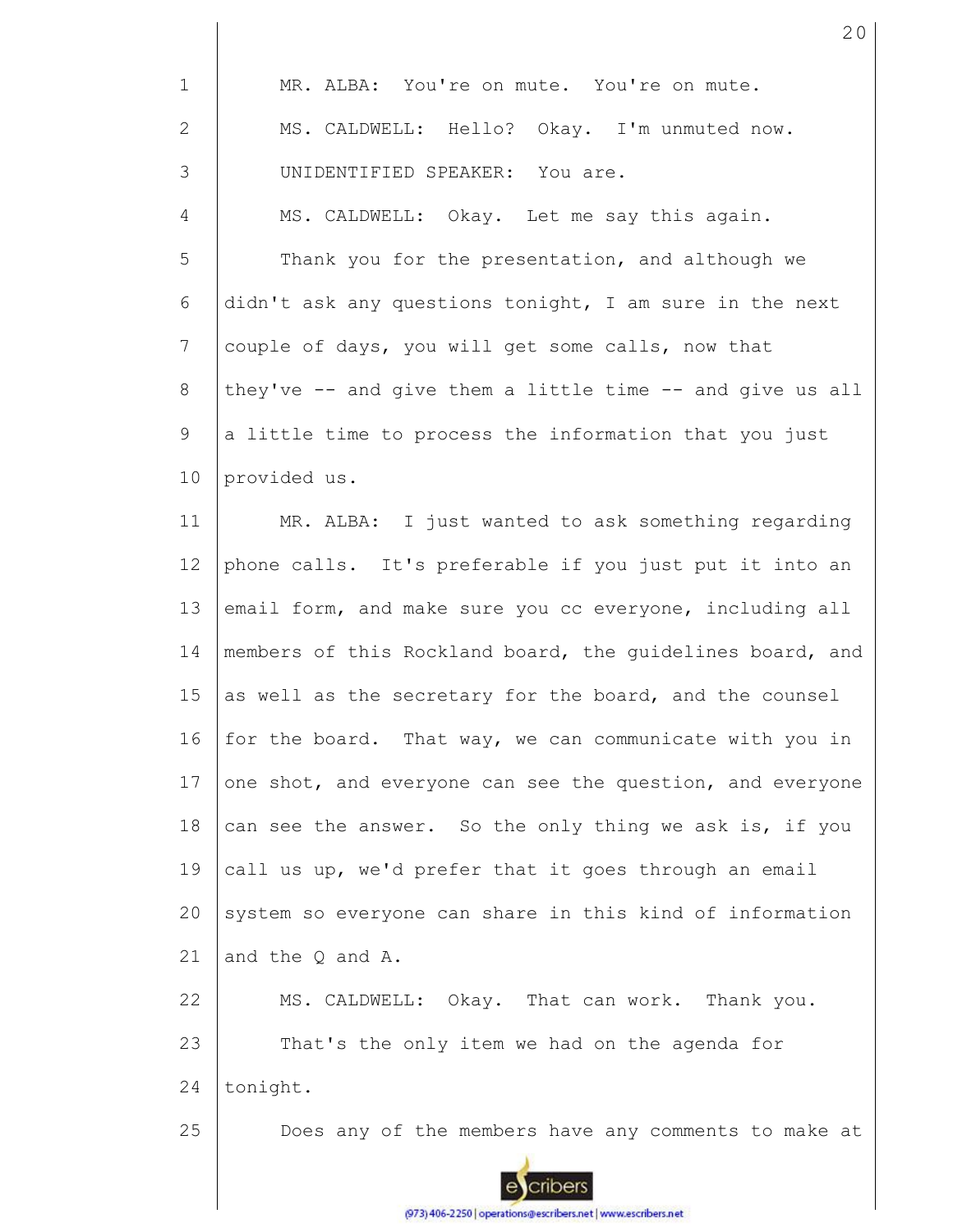MR. ALBA: You're on mute. You're on mute.

MS. CALDWELL: Hello? Okay. I'm unmuted now.

UNIDENTIFIED SPEAKER: You are.

MS. CALDWELL: Okay. Let me say this again.

Thank you for the presentation, and although we didn't ask any questions tonight, I am sure in the next couple of days, you will get some calls, now that they've -- and give them a little time -- and give us all a little time to process the information that you just provided us.

MR. ALBA: I just wanted to ask something regarding phone calls. It's preferable if you just put it into an email form, and make sure you cc everyone, including all members of this Rockland board, the guidelines board, and as well as the secretary for the board, and the counsel for the board. That way, we can communicate with you in one shot, and everyone can see the question, and everyone can see the answer. So the only thing we ask is, if you call us up, we'd prefer that it goes through an email system so everyone can share in this kind of information and the Q and A.

MS. CALDWELL: Okay. That can work. Thank you.

That's the only item we had on the agenda for tonight.

Does any of the members have any comments to make at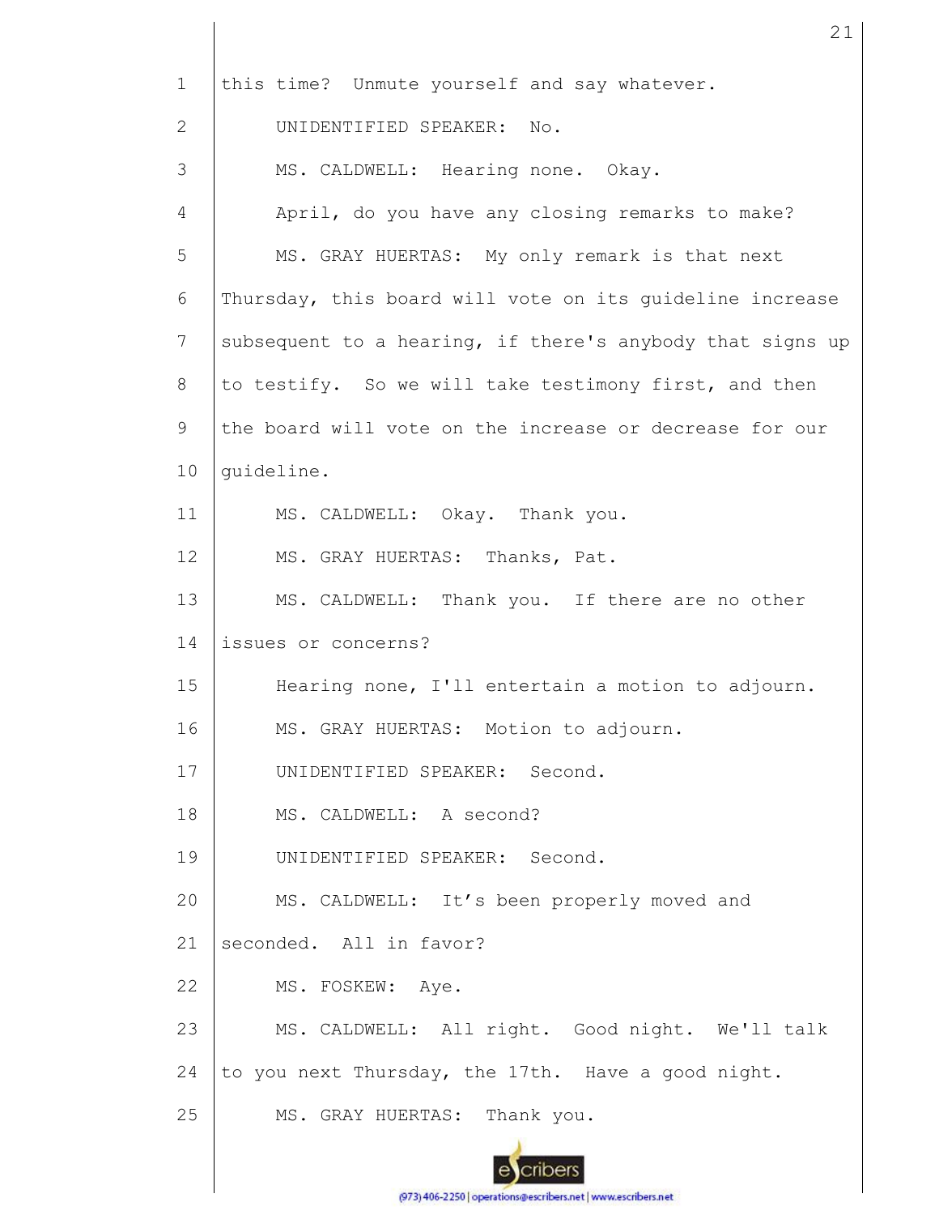this time? Unmute yourself and say whatever.

UNIDENTIFIED SPEAKER: No.

MS. CALDWELL: Hearing none. Okay.

April, do you have any closing remarks to make?

MS. GRAY HUERTAS: My only remark is that next Thursday, this board will vote on its guideline increase subsequent to a hearing, if there's anybody that signs up to testify. So we will take testimony first, and then the board will vote on the increase or decrease for our guideline.

MS. CALDWELL: Okay. Thank you.

MS. GRAY HUERTAS: Thanks, Pat.

MS. CALDWELL: Thank you. If there are no other issues or concerns?

Hearing none, I'll entertain a motion to adjourn.

MS. GRAY HUERTAS: Motion to adjourn.

UNIDENTIFIED SPEAKER: Second.

MS. CALDWELL: A second?

UNIDENTIFIED SPEAKER: Second.

MS. CALDWELL: It's been properly moved and seconded. All in favor?

MS. FOSKEW: Aye.

MS. CALDWELL: All right. Good night. We'll talk to you next Thursday, the 17th. Have a good night.

MS. GRAY HUERTAS: Thank you.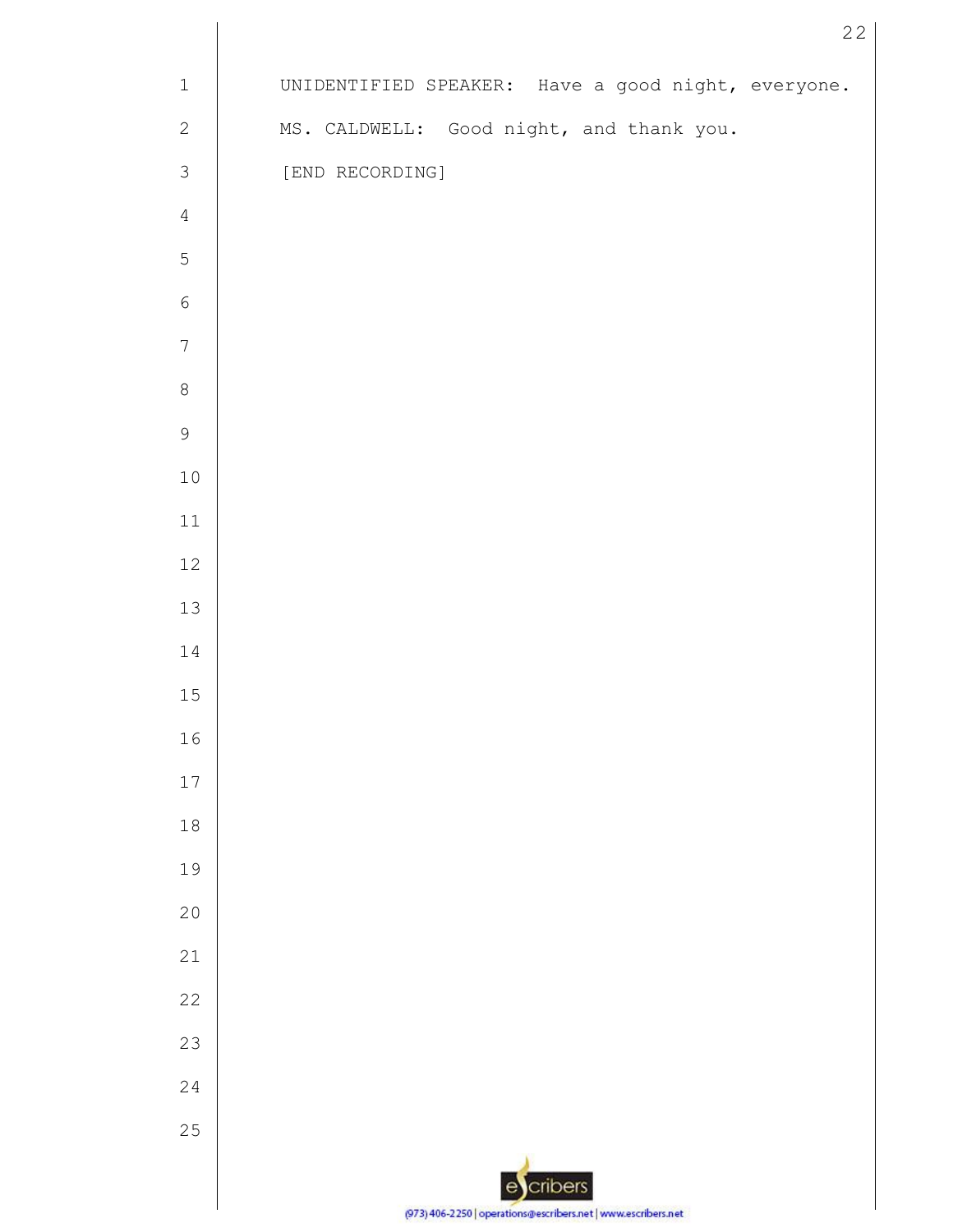UNIDENTIFIED SPEAKER: Have a good night, everyone.

MS. CALDWELL: Good night, and thank you.

[END RECORDING]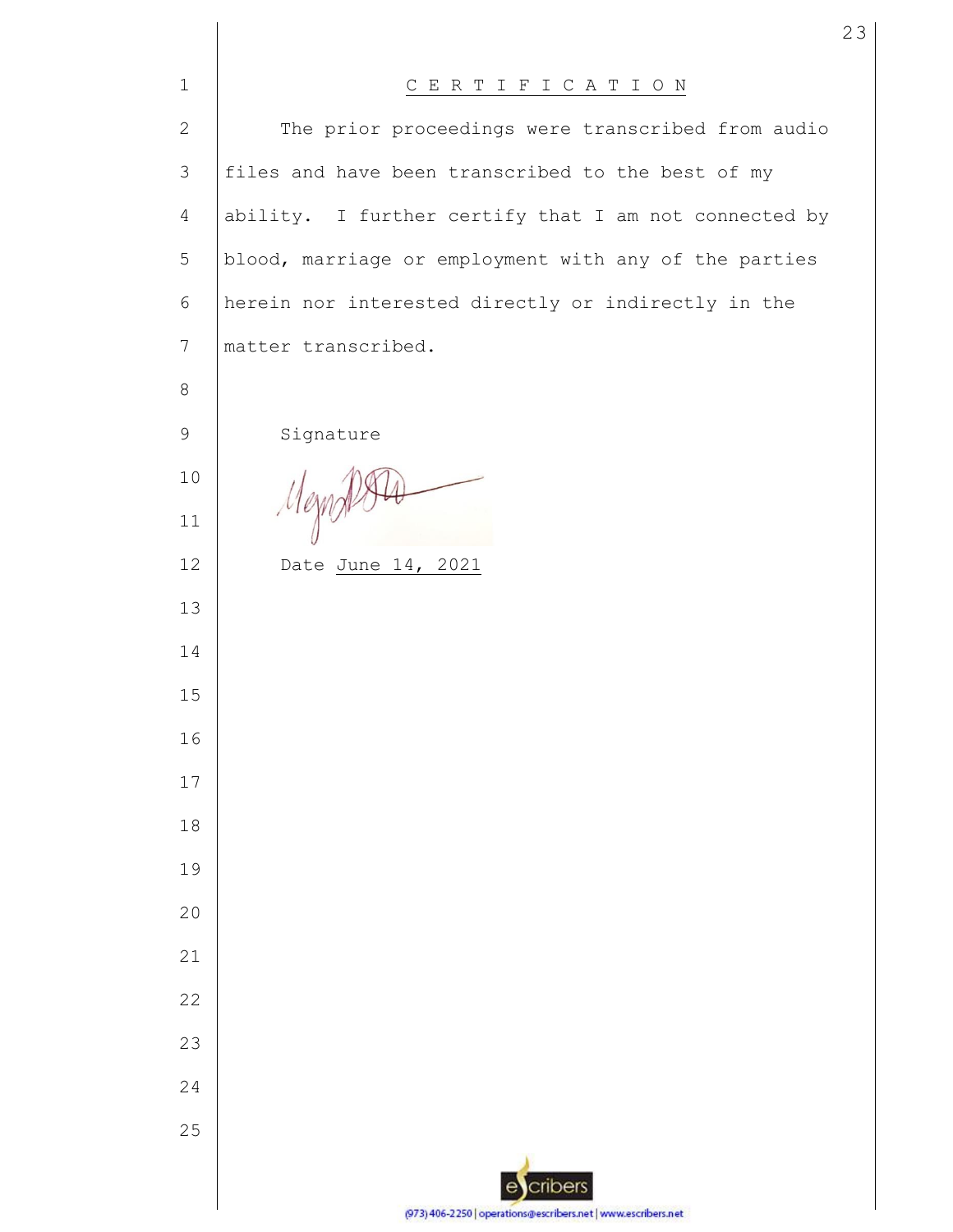# C E R T I F I C A T I O N

The prior proceedings were transcribed from audio files and have been transcribed to the best of my ability. I further certify that I am not connected by blood, marriage or employment with any of the parties herein nor interested directly or indirectly in the matter transcribed.

Signature

Date June 14, 2021

(973) 406-2250 | operations@escribers.net | www.escribers.net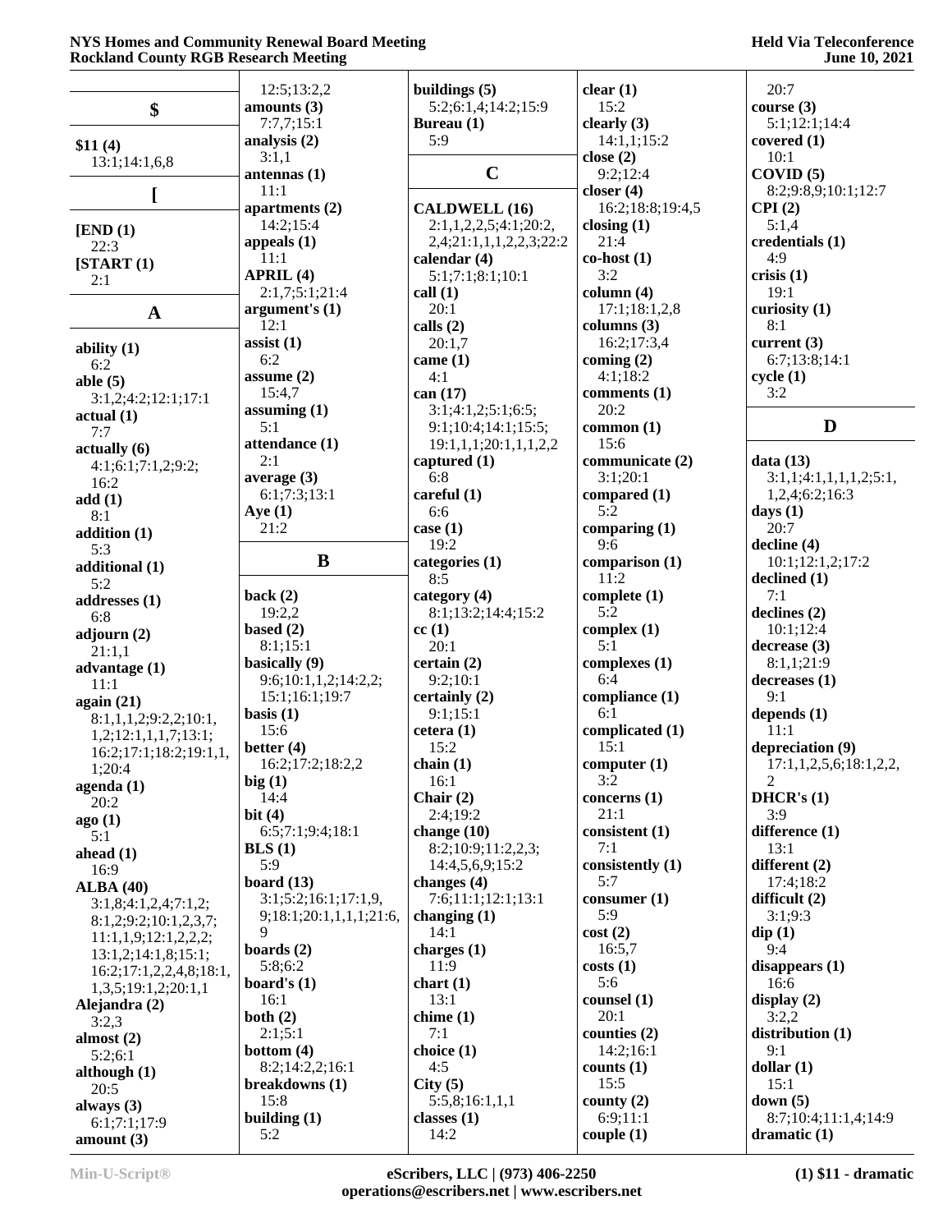## $

**$11 (4)**
13:1;14:1,6,8

## [

**[END (1)**
22:3
**[START (1)**
2:1

## A

**ability (1)**
6:2
**able (5)**
3:1,2;4:2;12:1;17:1
**actual (1)**
7:7
**actually (6)**
4:1;6:1;7:1,2;9:2;16:2
**add (1)**
8:1
**addition (1)**
5:3
**additional (1)**
5:2
**addresses (1)**
6:8
**adjourn (2)**
21:1,1
**advantage (1)**
11:1
**again (21)**
8:1,1,1,2;9:2,2;10:1,1,2;12:1,1,1,7;13:1;16:2;17:1;18:2;19:1,1,1;20:4
**agenda (1)**
20:2
**ago (1)**
5:1
**ahead (1)**
16:9
**ALBA (40)**
3:1,8;4:1,2,4;7:1,2;8:1,2;9:2;10:1,2,3,7;11:1,1,9;12:1,2,2,2;13:1,2;14:1,8;15:1;16:2;17:1,2,2,4,8;18:1,1,3,5;19:1,2;20:1,1
**Alejandra (2)**
3:2,3
**almost (2)**
5:2;6:1
**although (1)**
20:5
**always (3)**
6:1;7:1;17:9
**amount (3)**
12:5;13:2,2
**amounts (3)**
7:7,7;15:1
**analysis (2)**
3:1,1
**antennas (1)**
11:1
**apartments (2)**
14:2;15:4
**appeals (1)**
11:1
**APRIL (4)**
2:1,7;5:1;21:4
**argument's (1)**
12:1
**assist (1)**
6:2
**assume (2)**
15:4,7
**assuming (1)**
5:1
**attendance (1)**
2:1
**average (3)**
6:1;7:3;13:1
**Aye (1)**
21:2

## B

**back (2)**
19:2,2
**based (2)**
8:1;15:1
**basically (9)**
9:6;10:1,1,2;14:2,2,2;15:1;16:1;19:7
**basis (1)**
15:6
**better (4)**
16:2;17:2;18:2,2
**big (1)**
14:4
**bit (4)**
6:5;7:1;9:4;18:1
**BLS (1)**
5:9
**board (13)**
3:1;5:2;16:1;17:1,9,9;18:1;20:1,1,1,1;21:6,9
**boards (2)**
5:8;6:2
**board's (1)**
16:1
**both (2)**
2:1;5:1
**bottom (4)**
8:2;14:2,2;16:1
**breakdowns (1)**
15:8
**building (1)**
5:2
**buildings (5)**
5:2;6:1,4;14:2;15:9
**Bureau (1)**
5:9

## C

**CALDWELL (16)**
2:1,1,2,2,5;4:1;20:2,2,4;21:1,1,1,2,2,3;22:2
**calendar (4)**
5:1;7:1;8:1;10:1
**call (1)**
20:1
**calls (2)**
20:1,7
**came (1)**
4:1
**can (17)**
3:1;4:1,2;5:1;6:5;9:1;10:4;14:1;15:5;19:1,1,1;20:1,1,1,2,2
**captured (1)**
6:8
**careful (1)**
6:6
**case (1)**
19:2
**categories (1)**
8:5
**category (4)**
8:1;13:2;14:4;15:2
**cc (1)**
20:1
**certain (2)**
9:2;10:1
**certainly (2)**
9:1;15:1
**cetera (1)**
15:2
**chain (1)**
16:1
**Chair (2)**
2:4;19:2
**change (10)**
8:2;10:9;11:2,2,3;14:4,5,6,9;15:2
**changes (4)**
7:6;11:1;12:1;13:1
**changing (1)**
14:1
**charges (1)**
11:9
**chart (1)**
13:1
**chime (1)**
7:1
**choice (1)**
4:5
**City (5)**
5:5,8;16:1,1,1
**classes (1)**
14:2
**clear (1)**
15:2
**clearly (3)**
14:1,1;15:2
**close (2)**
9:2;12:4
**closer (4)**
16:2;18:8;19:4,5
**closing (1)**
21:4
**co-host (1)**
3:2
**column (4)**
17:1;18:1,2,8
**columns (3)**
16:2;17:3,4
**coming (2)**
4:1;18:2
**comments (1)**
20:2
**common (1)**
15:6
**communicate (2)**
3:1;20:1
**compared (1)**
5:2
**comparing (1)**
9:6
**comparison (1)**
11:2
**complete (1)**
5:2
**complex (1)**
5:1
**complexes (1)**
6:4
**compliance (1)**
6:1
**complicated (1)**
15:1
**computer (1)**
3:2
**concerns (1)**
21:1
**consistent (1)**
7:1
**consistently (1)**
5:7
**consumer (1)**
5:9
**cost (2)**
16:5,7
**costs (1)**
5:6
**counsel (1)**
20:1
**counties (2)**
14:2;16:1
**counts (1)**
15:5
**county (2)**
6:9;11:1
**couple (1)**
20:7
**course (3)**
5:1;12:1;14:4
**covered (1)**
10:1
**COVID (5)**
8:2;9:8,9;10:1;12:7
**CPI (2)**
5:1,4
**credentials (1)**
4:9
**crisis (1)**
19:1
**curiosity (1)**
8:1
**current (3)**
6:7;13:8;14:1
**cycle (1)**
3:2

## D

**data (13)**
3:1,1;4:1,1,1,1,2;5:1,1,2,4;6:2;16:3
**days (1)**
20:7
**decline (4)**
10:1;12:1,2;17:2
**declined (1)**
7:1
**declines (2)**
10:1;12:4
**decrease (3)**
8:1,1;21:9
**decreases (1)**
9:1
**depends (1)**
11:1
**depreciation (9)**
17:1,1,2,5,6;18:1,2,2,2
**DHCR's (1)**
3:9
**difference (1)**
13:1
**different (2)**
17:4;18:2
**difficult (2)**
3:1;9:3
**dip (1)**
9:4
**disappears (1)**
16:6
**display (2)**
3:2,2
**distribution (1)**
9:1
**dollar (1)**
15:1
**down (5)**
8:7;10:4;11:1,4;14:9
**dramatic (1)**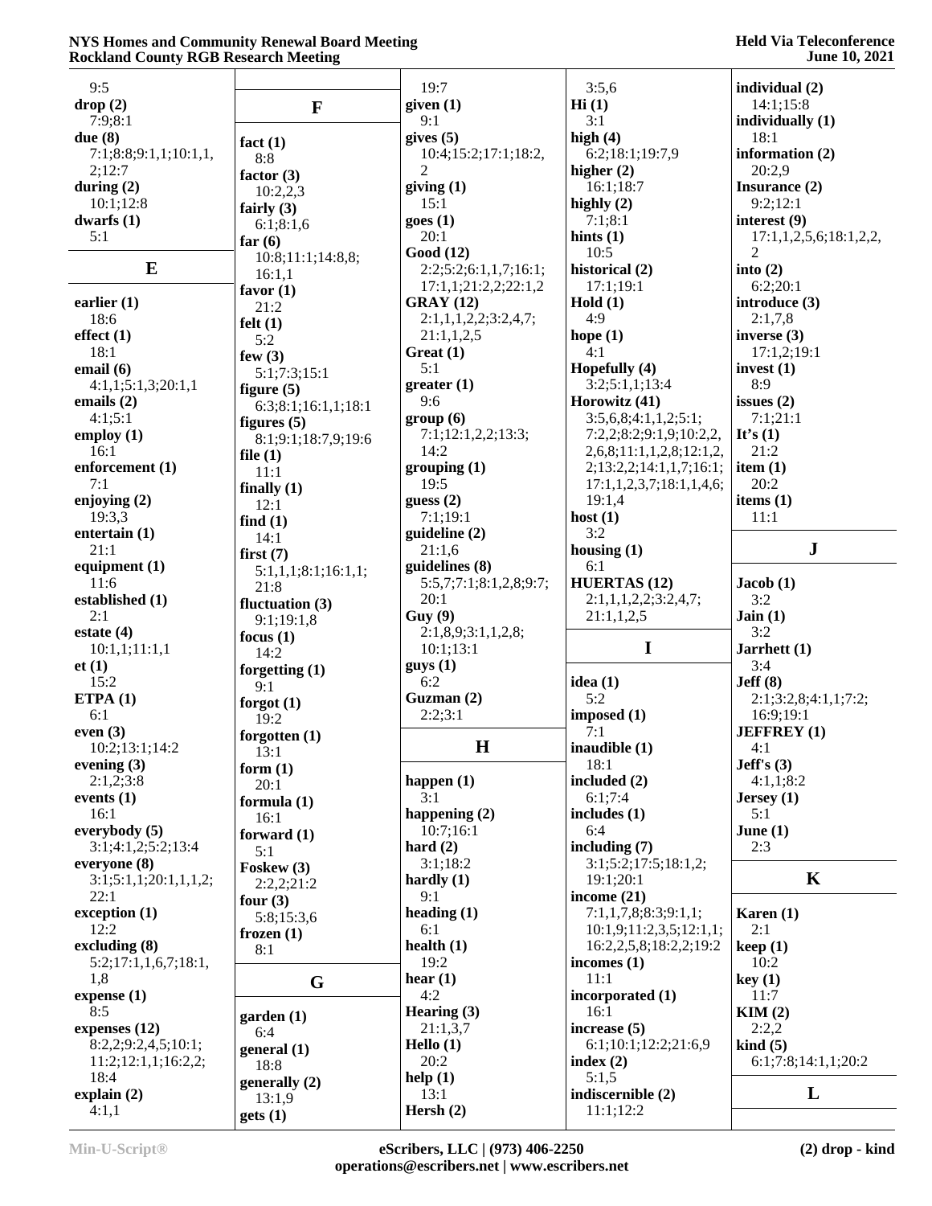9:5

**drop (2)**
7:9;8:1

**due (8)**
7:1;8:8;9:1,1;10:1,1,2;12:7

**during (2)**
10:1;12:8

**dwarfs (1)**
5:1

## E

**earlier (1)**
18:6

**effect (1)**
18:1

**email (6)**
4:1,1;5:1,3;20:1,1

**emails (2)**
4:1;5:1

**employ (1)**
16:1

**enforcement (1)**
7:1

**enjoying (2)**
19:3,3

**entertain (1)**
21:1

**equipment (1)**
11:6

**established (1)**
2:1

**estate (4)**
10:1,1;11:1,1

**et (1)**
15:2

**ETPA (1)**
6:1

**even (3)**
10:2;13:1;14:2

**evening (3)**
2:1,2;3:8

**events (1)**
16:1

**everybody (5)**
3:1;4:1,2;5:2;13:4

**everyone (8)**
3:1;5:1,1;20:1,1,1,2;22:1

**exception (1)**
12:2

**excluding (8)**
5:2;17:1,1,6,7;18:1,1,8

**expense (1)**
8:5

**expenses (12)**
8:2,2;9:2,4,5;10:1;11:2;12:1,1;16:2,2;18:4

**explain (2)**
4:1,1

## F

**fact (1)**
8:8

**factor (3)**
10:2,2,3

**fairly (3)**
6:1;8:1,6

**far (6)**
10:8;11:1;14:8,8;16:1,1

**favor (1)**
21:2

**felt (1)**
5:2

**few (3)**
5:1;7:3;15:1

**figure (5)**
6:3;8:1;16:1,1;18:1

**figures (5)**
8:1;9:1;18:7,9;19:6

**file (1)**
11:1

**finally (1)**
12:1

**find (1)**
14:1

**first (7)**
5:1,1,1;8:1;16:1,1;21:8

**fluctuation (3)**
9:1;19:1,8

**focus (1)**
14:2

**forgetting (1)**
9:1

**forgot (1)**
19:2

**forgotten (1)**
13:1

**form (1)**
20:1

**formula (1)**
16:1

**forward (1)**
5:1

**Foskew (3)**
2:2,2;21:2

**four (3)**
5:8;15:3,6

**frozen (1)**
8:1

## G

**garden (1)**
6:4

**general (1)**
18:8

**generally (2)**
13:1,9

**gets (1)**
19:7

**given (1)**
9:1

**gives (5)**
10:4;15:2;17:1;18:2,2

**giving (1)**
15:1

**goes (1)**
20:1

**Good (12)**
2:2;5:2;6:1,1,7;16:1;17:1,1;21:2,2;22:1,2

**GRAY (12)**
2:1,1,1,2,2;3:2,4,7;21:1,1,2,5

**Great (1)**
5:1

**greater (1)**
9:6

**group (6)**
7:1;12:1,2,2;13:3;14:2

**grouping (1)**
19:5

**guess (2)**
7:1;19:1

**guideline (2)**
21:1,6

**guidelines (8)**
5:5,7;7:1;8:1,2,8;9:7;20:1

**Guy (9)**
2:1,8,9;3:1,1,2,8;10:1;13:1

**guys (1)**
6:2

**Guzman (2)**
2:2;3:1

## H

**happen (1)**
3:1

**happening (2)**
10:7;16:1

**hard (2)**
3:1;18:2

**hardly (1)**
9:1

**heading (1)**
6:1

**health (1)**
19:2

**hear (1)**
4:2

**Hearing (3)**
21:1,3,7

**Hello (1)**
20:2

**help (1)**
13:1

**Hersh (2)**
3:5,6

**Hi (1)**
3:1

**high (4)**
6:2;18:1;19:7,9

**higher (2)**
16:1;18:7

**highly (2)**
7:1;8:1

**hints (1)**
10:5

**historical (2)**
17:1;19:1

**Hold (1)**
4:9

**hope (1)**
4:1

**Hopefully (4)**
3:2;5:1,1;13:4

**Horowitz (41)**
3:5,6,8;4:1,1,2;5:1;7:2,2;8:2;9:1,9;10:2,2,6,8;11:1,1,2,8;12:1,2,2;13:2,2;14:1,1,7;16:1;17:1,1,2,3,7;18:1,1,4,6;19:1,4

**host (1)**
3:2

**housing (1)**
6:1

**HUERTAS (12)**
2:1,1,1,2,2;3:2,4,7;21:1,1,2,5

## I

**idea (1)**
5:2

**imposed (1)**
7:1

**inaudible (1)**
18:1

**included (2)**
6:1;7:4

**includes (1)**
6:4

**including (7)**
3:1;5:2;17:5;18:1,2;19:1;20:1

**income (21)**
7:1,1,7,8;8:3;9:1,1;10:1,9;11:2,3,5;12:1,1;16:2,2,5,8;18:2,2;19:2

**incomes (1)**
11:1

**incorporated (1)**
16:1

**increase (5)**
6:1;10:1;12:2;21:6,9

**index (2)**
5:1,5

**indiscernible (2)**
11:1;12:2

**individual (2)**
14:1;15:8

**individually (1)**
18:1

**information (2)**
20:2,9

**Insurance (2)**
9:2;12:1

**interest (9)**
17:1,1,2,5,6;18:1,2,2,2

**into (2)**
6:2;20:1

**introduce (3)**
2:1,7,8

**inverse (3)**
17:1,2;19:1

**invest (1)**
8:9

**issues (2)**
7:1;21:1

**It's (1)**
21:2

**item (1)**
20:2

**items (1)**
11:1

## J

**Jacob (1)**
3:2

**Jain (1)**
3:2

**Jarrhett (1)**
3:4

**Jeff (8)**
2:1;3:2,8;4:1,1;7:2;16:9;19:1

**JEFFREY (1)**
4:1

**Jeff's (3)**
4:1,1;8:2

**Jersey (1)**
5:1

**June (1)**
2:3

## K

**Karen (1)**
2:1

**keep (1)**
10:2

**key (1)**
11:7

**KIM (2)**
2:2,2

**kind (5)**
6:1;7:8;14:1,1;20:2

## L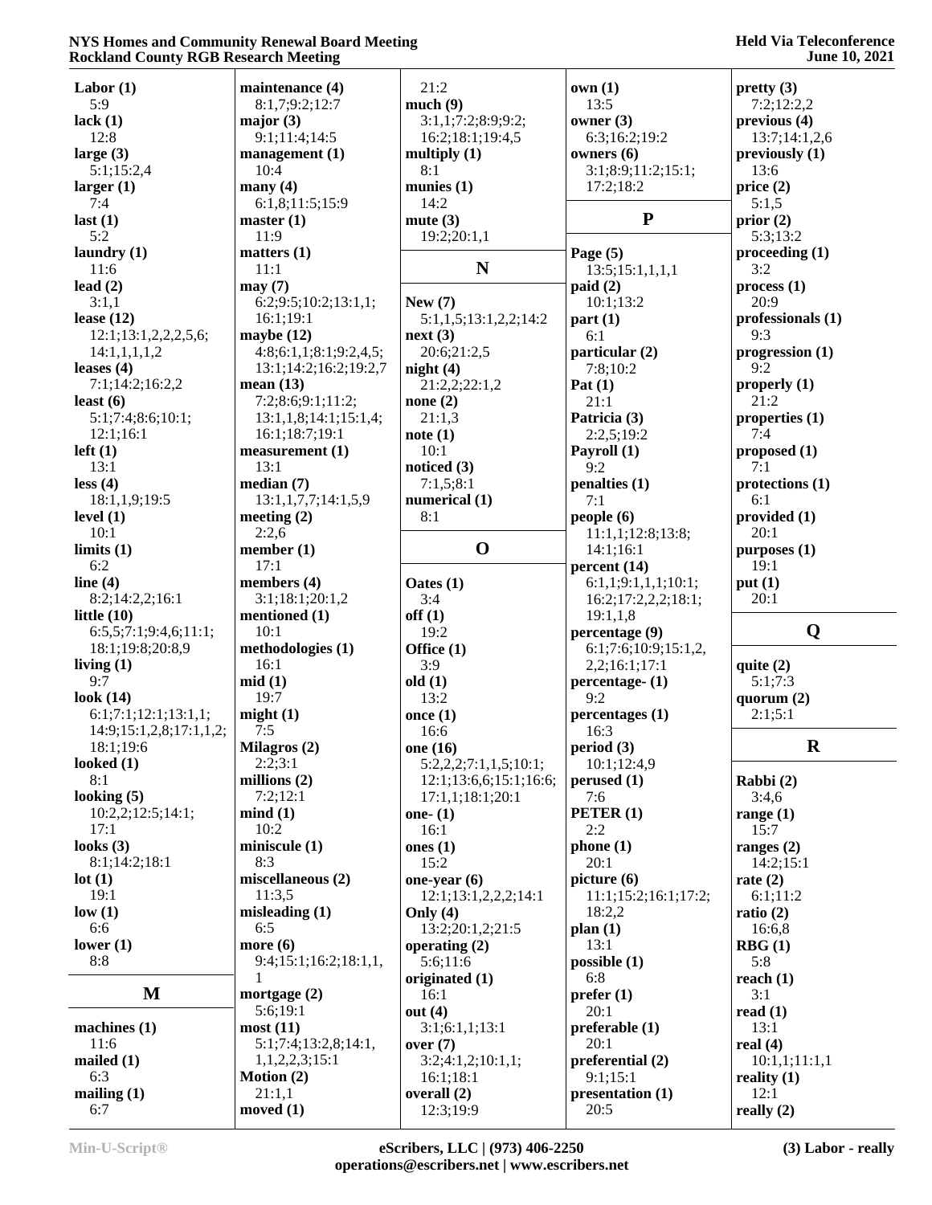**Labor (1)**
5:9
**lack (1)**
12:8
**large (3)**
5:1;15:2,4
**larger (1)**
7:4
**last (1)**
5:2
**laundry (1)**
11:6
**lead (2)**
3:1,1
**lease (12)**
12:1;13:1,2,2,2,5,6;
14:1,1,1,1,2
**leases (4)**
7:1;14:2;16:2,2
**least (6)**
5:1;7:4;8:6;10:1;
12:1;16:1
**left (1)**
13:1
**less (4)**
18:1,1,9;19:5
**level (1)**
10:1
**limits (1)**
6:2
**line (4)**
8:2;14:2,2;16:1
**little (10)**
6:5,5;7:1;9:4,6;11:1;
18:1;19:8;20:8,9
**living (1)**
9:7
**look (14)**
6:1;7:1;12:1;13:1,1;
14:9;15:1,2,8;17:1,1,2;
18:1;19:6
**looked (1)**
8:1
**looking (5)**
10:2,2;12:5;14:1;
17:1
**looks (3)**
8:1;14:2;18:1
**lot (1)**
19:1
**low (1)**
6:6
**lower (1)**
8:8

**M**

**machines (1)**
11:6
**mailed (1)**
6:3
**mailing (1)**
6:7
**maintenance (4)**
8:1,7;9:2;12:7
**major (3)**
9:1;11:4;14:5
**management (1)**
10:4
**many (4)**
6:1,8;11:5;15:9
**master (1)**
11:9
**matters (1)**
11:1
**may (7)**
6:2;9:5;10:2;13:1,1;
16:1;19:1
**maybe (12)**
4:8;6:1,1;8:1;9:2,4,5;
13:1;14:2;16:2;19:2,7
**mean (13)**
7:2;8:6;9:1;11:2;
13:1,1,8;14:1;15:1,4;
16:1;18:7;19:1
**measurement (1)**
13:1
**median (7)**
13:1,1,7,7;14:1,5,9
**meeting (2)**
2:2,6
**member (1)**
17:1
**members (4)**
3:1;18:1;20:1,2
**mentioned (1)**
10:1
**methodologies (1)**
16:1
**mid (1)**
19:7
**might (1)**
7:5
**Milagros (2)**
2:2;3:1
**millions (2)**
7:2;12:1
**mind (1)**
10:2
**miniscule (1)**
8:3
**miscellaneous (2)**
11:3,5
**misleading (1)**
6:5
**more (6)**
9:4;15:1;16:2;18:1,1,
1
**mortgage (2)**
5:6;19:1
**most (11)**
5:1;7:4;13:2,8;14:1,
1,1,2,2,3;15:1
**Motion (2)**
21:1,1
**moved (1)**
21:2
**much (9)**
3:1,1;7:2;8:9;9:2;
16:2;18:1;19:4,5
**multiply (1)**
8:1
**munies (1)**
14:2
**mute (3)**
19:2;20:1,1

**N**

**New (7)**
5:1,1,5;13:1,2,2,2;14:2
**next (3)**
20:6;21:2,5
**night (4)**
21:2,2;22:1,2
**none (2)**
21:1,3
**note (1)**
10:1
**noticed (3)**
7:1,5;8:1
**numerical (1)**
8:1

**O**

**Oates (1)**
3:4
**off (1)**
19:2
**Office (1)**
3:9
**old (1)**
13:2
**once (1)**
16:6
**one (16)**
5:2,2,2;7:1,1,5;10:1;
12:1;13:6,6;15:1;16:6;
17:1,1;18:1;20:1
**one- (1)**
16:1
**ones (1)**
15:2
**one-year (6)**
12:1;13:1,2,2,2;14:1
**Only (4)**
13:2;20:1,2;21:5
**operating (2)**
5:6;11:6
**originated (1)**
16:1
**out (4)**
3:1;6:1,1;13:1
**over (7)**
3:2;4:1,2;10:1,1;
16:1;18:1
**overall (2)**
12:3;19:9
**own (1)**
13:5
**owner (3)**
6:3;16:2;19:2
**owners (6)**
3:1;8:9;11:2;15:1;
17:2;18:2

**P**

**Page (5)**
13:5;15:1,1,1,1
**paid (2)**
10:1;13:2
**part (1)**
6:1
**particular (2)**
7:8;10:2
**Pat (1)**
21:1
**Patricia (3)**
2:2,5;19:2
**Payroll (1)**
9:2
**penalties (1)**
7:1
**people (6)**
11:1,1;12:8;13:8;
14:1;16:1
**percent (14)**
6:1,1;9:1,1,1;10:1;
16:2;17:2,2,2;18:1;
19:1,1,8
**percentage (9)**
6:1;7:6;10:9;15:1,2,
2,2;16:1;17:1
**percentage- (1)**
9:2
**percentages (1)**
16:3
**period (3)**
10:1;12:4,9
**perused (1)**
7:6
**PETER (1)**
2:2
**phone (1)**
20:1
**picture (6)**
11:1;15:2;16:1;17:2;
18:2,2
**plan (1)**
13:1
**possible (1)**
6:8
**prefer (1)**
20:1
**preferable (1)**
20:1
**preferential (2)**
9:1;15:1
**presentation (1)**
20:5
**pretty (3)**
7:2;12:2,2
**previous (4)**
13:7;14:1,2,6
**previously (1)**
13:6
**price (2)**
5:1,5
**prior (2)**
5:3;13:2
**proceeding (1)**
3:2
**process (1)**
20:9
**professionals (1)**
9:3
**progression (1)**
9:2
**properly (1)**
21:2
**properties (1)**
7:4
**proposed (1)**
7:1
**protections (1)**
6:1
**provided (1)**
20:1
**purposes (1)**
19:1
**put (1)**
20:1

**Q**

**quite (2)**
5:1;7:3
**quorum (2)**
2:1;5:1

**R**

**Rabbi (2)**
3:4,6
**range (1)**
15:7
**ranges (2)**
14:2;15:1
**rate (2)**
6:1;11:2
**ratio (2)**
16:6,8
**RBG (1)**
5:8
**reach (1)**
3:1
**read (1)**
13:1
**real (4)**
10:1,1;11:1,1
**reality (1)**
12:1
**really (2)**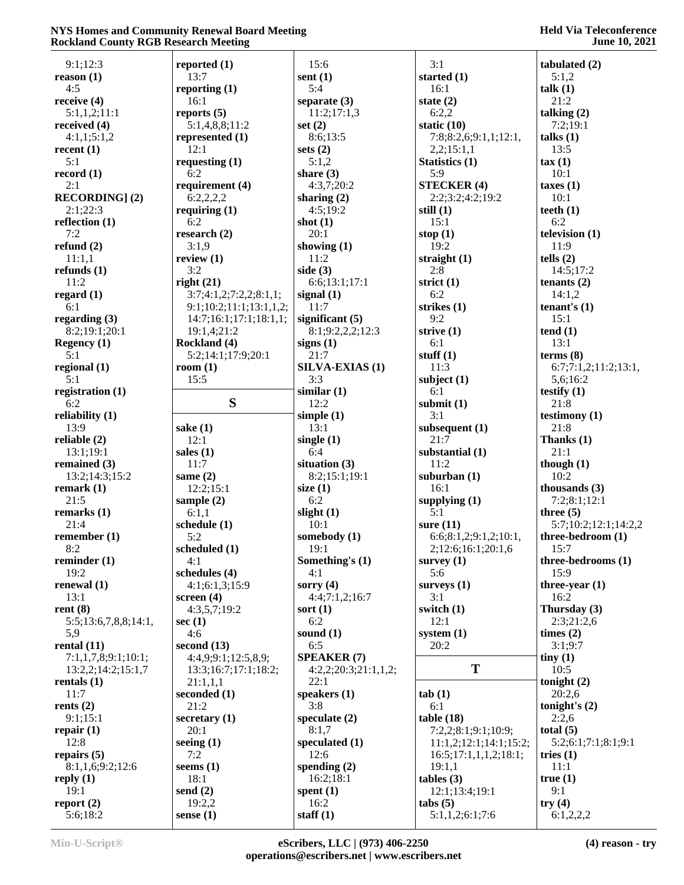9:1;12:3
**reason (1)**
4:5
**receive (4)**
5:1,1,2;11:1
**received (4)**
4:1,1;5:1,2
**recent (1)**
5:1
**record (1)**
2:1
**RECORDING] (2)**
2:1;22:3
**reflection (1)**
7:2
**refund (2)**
11:1,1
**refunds (1)**
11:2
**regard (1)**
6:1
**regarding (3)**
8:2;19:1;20:1
**Regency (1)**
5:1
**regional (1)**
5:1
**registration (1)**
6:2
**reliability (1)**
13:9
**reliable (2)**
13:1;19:1
**remained (3)**
13:2;14:3;15:2
**remark (1)**
21:5
**remarks (1)**
21:4
**remember (1)**
8:2
**reminder (1)**
19:2
**renewal (1)**
13:1
**rent (8)**
5:5;13:6,7,8,8;14:1,5,9
**rental (11)**
7:1,1,7,8;9:1;10:1;13:2,2;14:2;15:1,7
**rentals (1)**
11:7
**rents (2)**
9:1;15:1
**repair (1)**
12:8
**repairs (5)**
8:1,1,6;9:2;12:6
**reply (1)**
19:1
**report (2)**
5:6;18:2

**reported (1)**
13:7
**reporting (1)**
16:1
**reports (5)**
5:1,4,8,8;11:2
**represented (1)**
12:1
**requesting (1)**
6:2
**requirement (4)**
6:2,2,2,2
**requiring (1)**
6:2
**research (2)**
3:1,9
**review (1)**
3:2
**right (21)**
3:7;4:1,2;7:2,2;8:1,1;9:1;10:2;11:1;13:1,1,2;14:7;16:1;17:1;18:1,1;19:1,4;21:2
**Rockland (4)**
5:2;14:1;17:9;20:1
**room (1)**
15:5

## S

**sake (1)**
12:1
**sales (1)**
11:7
**same (2)**
12:2;15:1
**sample (2)**
6:1,1
**schedule (1)**
5:2
**scheduled (1)**
4:1
**schedules (4)**
4:1;6:1,3;15:9
**screen (4)**
4:3,5,7;19:2
**sec (1)**
4:6
**second (13)**
4:4,9;9:1;12:5,8,9;13:3;16:7;17:1;18:2;21:1,1,1
**seconded (1)**
21:2
**secretary (1)**
20:1
**seeing (1)**
7:2
**seems (1)**
18:1
**send (2)**
19:2,2
**sense (1)**

15:6
**sent (1)**
5:4
**separate (3)**
11:2;17:1,3
**set (2)**
8:6;13:5
**sets (2)**
5:1,2
**share (3)**
4:3,7;20:2
**sharing (2)**
4:5;19:2
**shot (1)**
20:1
**showing (1)**
11:2
**side (3)**
6:6;13:1;17:1
**signal (1)**
11:7
**significant (5)**
8:1;9:2,2,2;12:3
**signs (1)**
21:7
**SILVA-EXIAS (1)**
3:3
**similar (1)**
12:2
**simple (1)**
13:1
**single (1)**
6:4
**situation (3)**
8:2;15:1;19:1
**size (1)**
6:2
**slight (1)**
10:1
**somebody (1)**
19:1
**Something's (1)**
4:1
**sorry (4)**
4:4;7:1,2;16:7
**sort (1)**
6:2
**sound (1)**
6:5
**SPEAKER (7)**
4:2,2;20:3;21:1,1,2;22:1
**speakers (1)**
3:8
**speculate (2)**
8:1,7
**speculated (1)**
12:6
**spending (2)**
16:2;18:1
**spent (1)**
16:2
**staff (1)**

3:1
**started (1)**
16:1
**state (2)**
6:2,2
**static (10)**
7:8;8:2,6;9:1,1;12:1,2,2;15:1,1
**Statistics (1)**
5:9
**STECKER (4)**
2:2;3:2;4:2;19:2
**still (1)**
15:1
**stop (1)**
19:2
**straight (1)**
2:8
**strict (1)**
6:2
**strikes (1)**
9:2
**strive (1)**
6:1
**stuff (1)**
11:3
**subject (1)**
6:1
**submit (1)**
3:1
**subsequent (1)**
21:7
**substantial (1)**
11:2
**suburban (1)**
16:1
**supplying (1)**
5:1
**sure (11)**
6:6;8:1,2;9:1,2;10:1,2;12:6;16:1;20:1,6
**survey (1)**
5:6
**surveys (1)**
3:1
**switch (1)**
12:1
**system (1)**
20:2

## T

**tab (1)**
6:1
**table (18)**
7:2,2;8:1;9:1;10:9;11:1,2;12:1;14:1;15:2;16:5;17:1,1,1,2;18:1;19:1,1
**tables (3)**
12:1;13:4;19:1
**tabs (5)**
5:1,1,2;6:1;7:6

**tabulated (2)**
5:1,2
**talk (1)**
21:2
**talking (2)**
7:2;19:1
**talks (1)**
13:5
**tax (1)**
10:1
**taxes (1)**
10:1
**teeth (1)**
6:2
**television (1)**
11:9
**tells (2)**
14:5;17:2
**tenants (2)**
14:1,2
**tenant's (1)**
15:1
**tend (1)**
13:1
**terms (8)**
6:7;7:1,2;11:2;13:1,5,6;16:2
**testify (1)**
21:8
**testimony (1)**
21:8
**Thanks (1)**
21:1
**though (1)**
10:2
**thousands (3)**
7:2;8:1;12:1
**three (5)**
5:7;10:2;12:1;14:2,2
**three-bedroom (1)**
15:7
**three-bedrooms (1)**
15:9
**three-year (1)**
16:2
**Thursday (3)**
2:3;21:2,6
**times (2)**
3:1;9:7
**tiny (1)**
10:5
**tonight (2)**
20:2,6
**tonight's (2)**
2:2,6
**total (5)**
5:2;6:1;7:1;8:1;9:1
**tries (1)**
11:1
**true (1)**
9:1
**try (4)**
6:1,2,2,2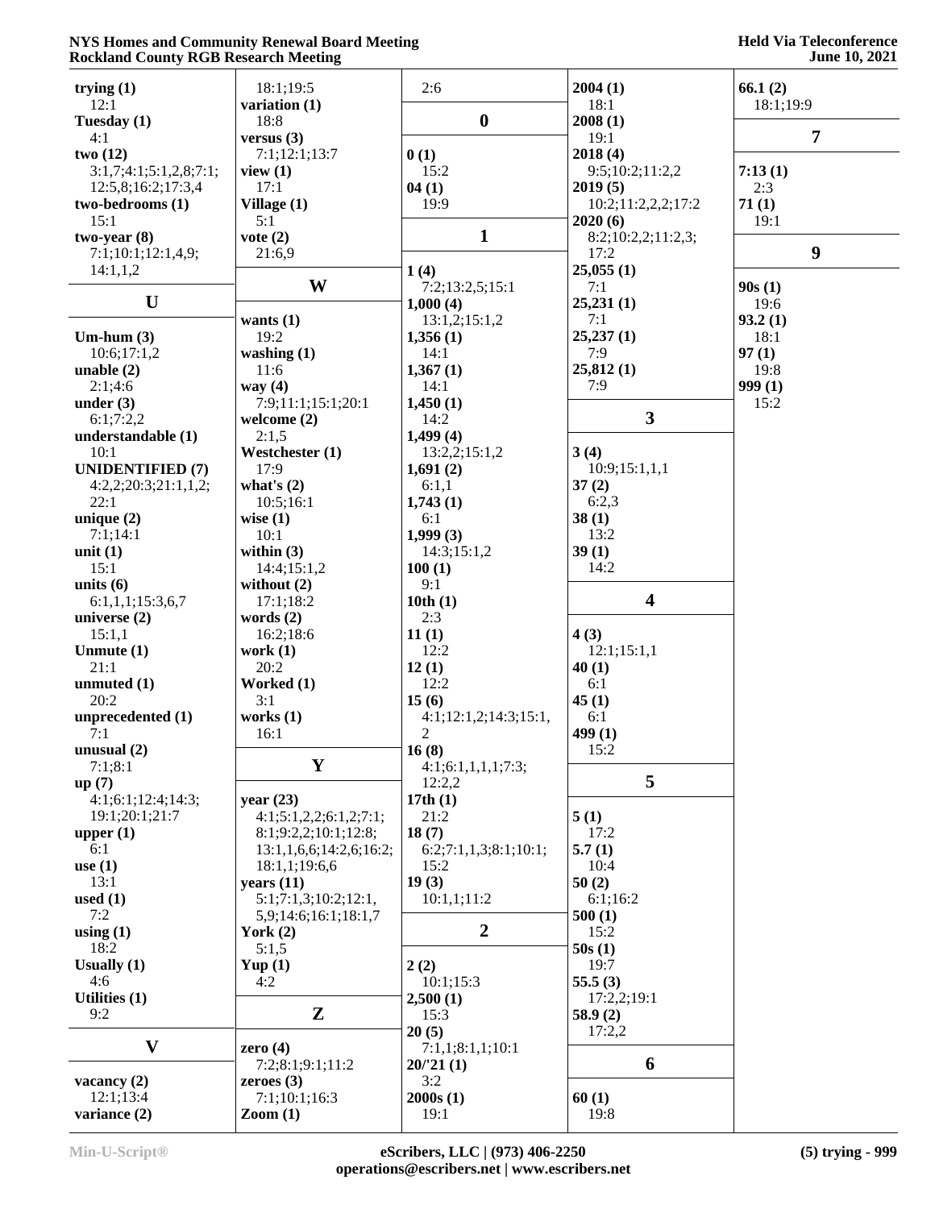**trying (1)**
12:1
**Tuesday (1)**
4:1
**two (12)**
3:1,7;4:1;5:1,2,8;7:1;
12:5,8;16:2;17:3,4
**two-bedrooms (1)**
15:1
**two-year (8)**
7:1;10:1;12:1,4,9;
14:1,1,2

## U

**Um-hum (3)**
10:6;17:1,2
**unable (2)**
2:1;4:6
**under (3)**
6:1;7:2,2
**understandable (1)**
10:1
**UNIDENTIFIED (7)**
4:2,2;20:3;21:1,1,2;
22:1
**unique (2)**
7:1;14:1
**unit (1)**
15:1
**units (6)**
6:1,1,1;15:3,6,7
**universe (2)**
15:1,1
**Unmute (1)**
21:1
**unmuted (1)**
20:2
**unprecedented (1)**
7:1
**unusual (2)**
7:1;8:1
**up (7)**
4:1;6:1;12:4;14:3;
19:1;20:1;21:7
**upper (1)**
6:1
**use (1)**
13:1
**used (1)**
7:2
**using (1)**
18:2
**Usually (1)**
4:6
**Utilities (1)**
9:2

## V

**vacancy (2)**
12:1;13:4
**variance (2)**
18:1;19:5
**variation (1)**
18:8
**versus (3)**
7:1;12:1;13:7
**view (1)**
17:1
**Village (1)**
5:1
**vote (2)**
21:6,9

## W

**wants (1)**
19:2
**washing (1)**
11:6
**way (4)**
7:9;11:1;15:1;20:1
**welcome (2)**
2:1,5
**Westchester (1)**
17:9
**what's (2)**
10:5;16:1
**wise (1)**
10:1
**within (3)**
14:4;15:1,2
**without (2)**
17:1;18:2
**words (2)**
16:2;18:6
**work (1)**
20:2
**Worked (1)**
3:1
**works (1)**
16:1

## Y

**year (23)**
4:1;5:1,2,2;6:1,2;7:1;
8:1;9:2,2;10:1;12:8;
13:1,1,6,6;14:2,6;16:2;
18:1,1;19:6,6
**years (11)**
5:1;7:1,3;10:2;12:1,
5,9;14:6;16:1;18:1,7
**York (2)**
5:1,5
**Yup (1)**
4:2

## Z

**zero (4)**
7:2;8:1;9:1;11:2
**zeroes (3)**
7:1;10:1;16:3
**Zoom (1)**
2:6

## 0

**0 (1)**
15:2
**04 (1)**
19:9

## 1

**1 (4)**
7:2;13:2,5;15:1
**1,000 (4)**
13:1,2;15:1,2
**1,356 (1)**
14:1
**1,367 (1)**
14:1
**1,450 (1)**
14:2
**1,499 (4)**
13:2,2;15:1,2
**1,691 (2)**
6:1,1
**1,743 (1)**
6:1
**1,999 (3)**
14:3;15:1,2
**100 (1)**
9:1
**10th (1)**
2:3
**11 (1)**
12:2
**12 (1)**
12:2
**15 (6)**
4:1;12:1,2;14:3;15:1,
2
**16 (8)**
4:1;6:1,1,1,1;7:3;
12:2,2
**17th (1)**
21:2
**18 (7)**
6:2;7:1,1,3;8:1;10:1;
15:2
**19 (3)**
10:1,1;11:2

## 2

**2 (2)**
10:1;15:3
**2,500 (1)**
15:3
**20 (5)**
7:1,1;8:1,1;10:1
**20/'21 (1)**
3:2
**2000s (1)**
19:1
**2004 (1)**
18:1
**2008 (1)**
19:1
**2018 (4)**
9:5;10:2;11:2,2
**2019 (5)**
10:2;11:2,2,2;17:2
**2020 (6)**
8:2;10:2,2;11:2,3;
17:2
**25,055 (1)**
7:1
**25,231 (1)**
7:1
**25,237 (1)**
7:9
**25,812 (1)**
7:9

## 3

**3 (4)**
10:9;15:1,1,1
**37 (2)**
6:2,3
**38 (1)**
13:2
**39 (1)**
14:2

## 4

**4 (3)**
12:1;15:1,1
**40 (1)**
6:1
**45 (1)**
6:1
**499 (1)**
15:2

## 5

**5 (1)**
17:2
**5.7 (1)**
10:4
**50 (2)**
6:1;16:2
**500 (1)**
15:2
**50s (1)**
19:7
**55.5 (3)**
17:2,2;19:1
**58.9 (2)**
17:2,2

## 6

**60 (1)**
19:8
**66.1 (2)**
18:1;19:9

## 7

**7:13 (1)**
2:3
**71 (1)**
19:1

## 9

**90s (1)**
19:6
**93.2 (1)**
18:1
**97 (1)**
19:8
**999 (1)**
15:2